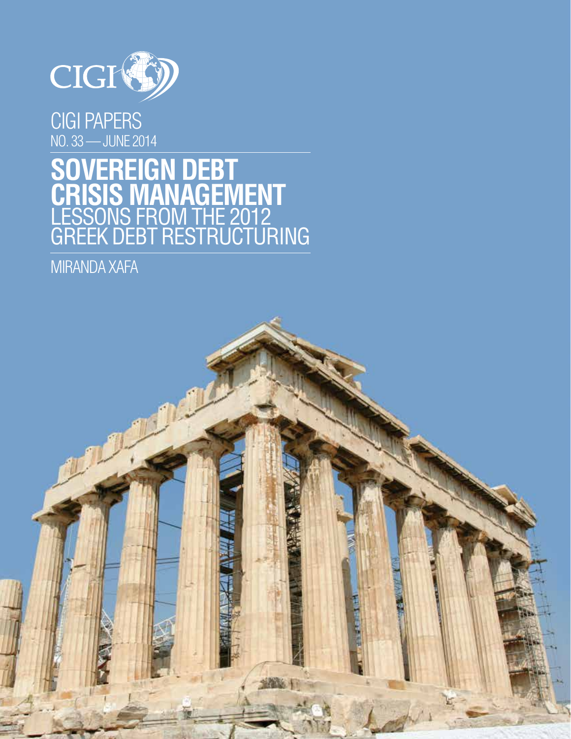CIGI

CIGI PAPERS
NO. 33 — JUNE 2014

# SOVEREIGN DEBT CRISIS MANAGEMENT
## LESSONS FROM THE 2012 GREEK DEBT RESTRUCTURING

MIRANDA XAFA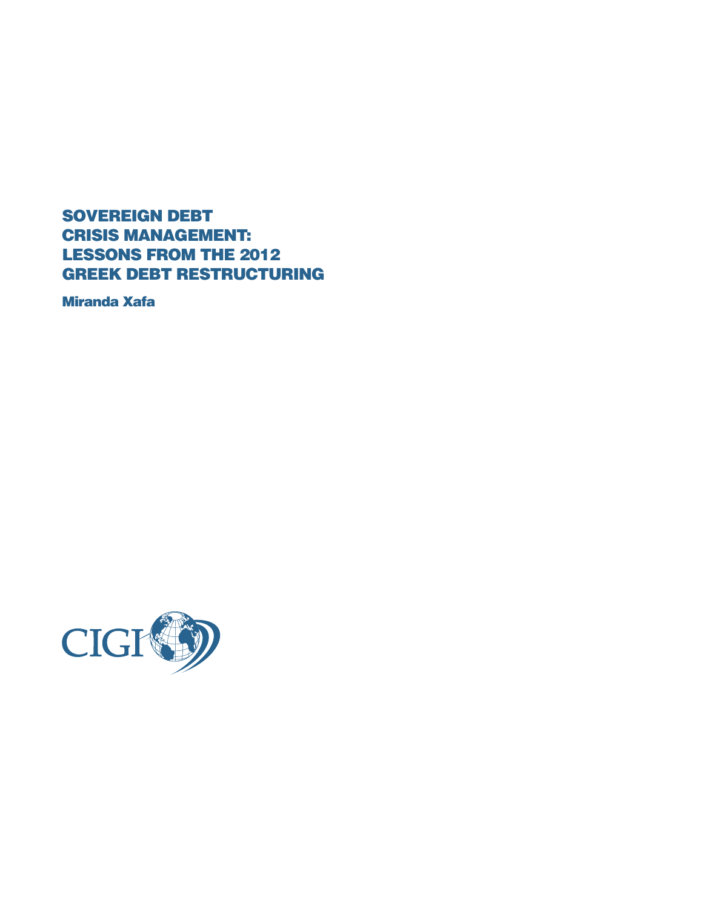# SOVEREIGN DEBT CRISIS MANAGEMENT: LESSONS FROM THE 2012 GREEK DEBT RESTRUCTURING

**Miranda Xafa**

CIGI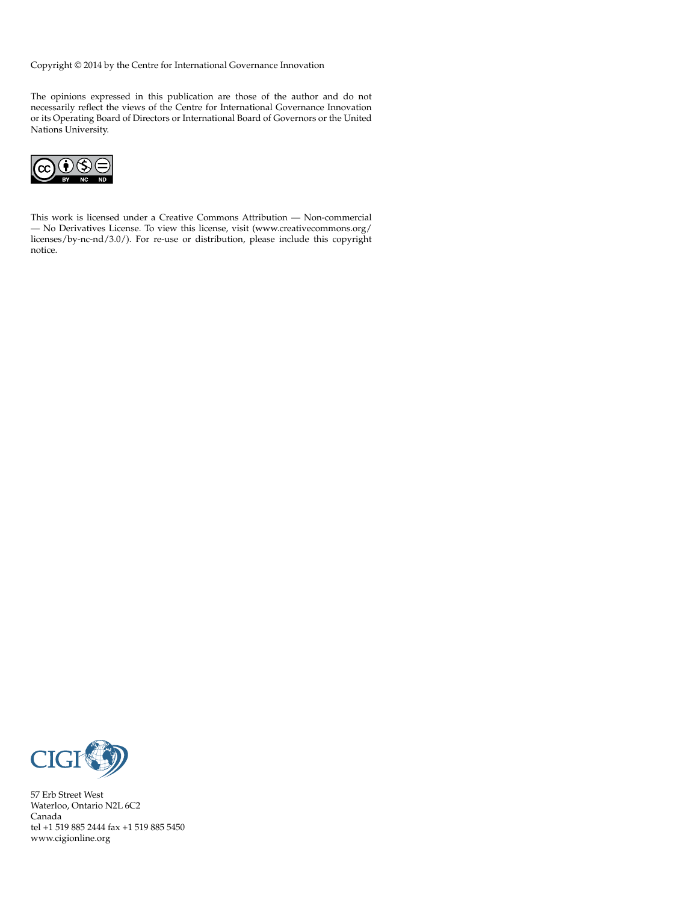Copyright © 2014 by the Centre for International Governance Innovation

The opinions expressed in this publication are those of the author and do not necessarily reflect the views of the Centre for International Governance Innovation or its Operating Board of Directors or International Board of Governors or the United Nations University.

This work is licensed under a Creative Commons Attribution — Non-commercial — No Derivatives License. To view this license, visit (www.creativecommons.org/licenses/by-nc-nd/3.0/). For re-use or distribution, please include this copyright notice.

57 Erb Street West
Waterloo, Ontario N2L 6C2
Canada
tel +1 519 885 2444 fax +1 519 885 5450
www.cigionline.org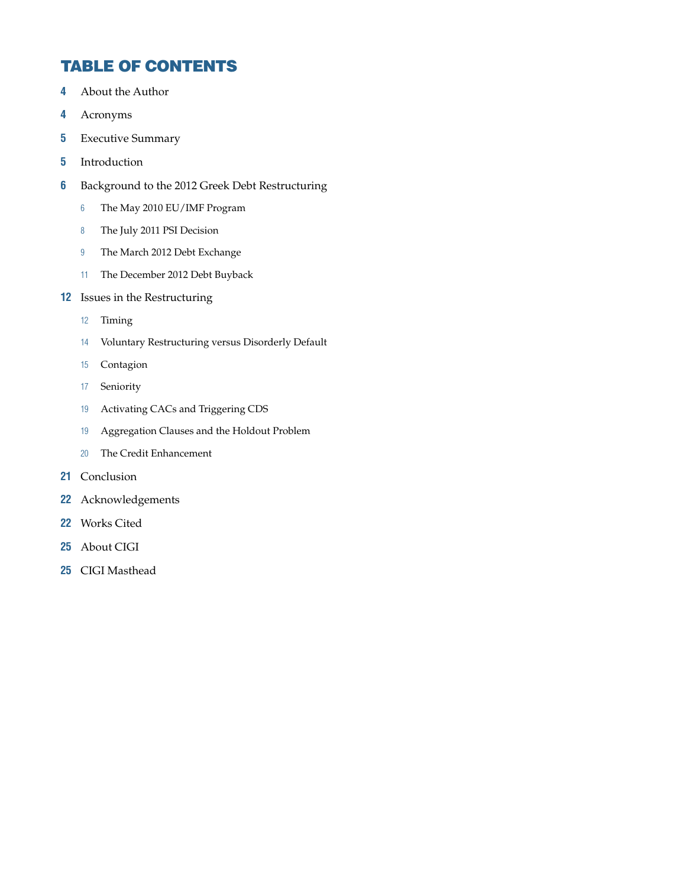# TABLE OF CONTENTS

**4** About the Author

**4** Acronyms

**5** Executive Summary

**5** Introduction

**6** Background to the 2012 Greek Debt Restructuring

- 6 The May 2010 EU/IMF Program
- 8 The July 2011 PSI Decision
- 9 The March 2012 Debt Exchange
- 11 The December 2012 Debt Buyback

**12** Issues in the Restructuring

- 12 Timing
- 14 Voluntary Restructuring versus Disorderly Default
- 15 Contagion
- 17 Seniority
- 19 Activating CACs and Triggering CDS
- 19 Aggregation Clauses and the Holdout Problem
- 20 The Credit Enhancement

**21** Conclusion

**22** Acknowledgements

**22** Works Cited

**25** About CIGI

**25** CIGI Masthead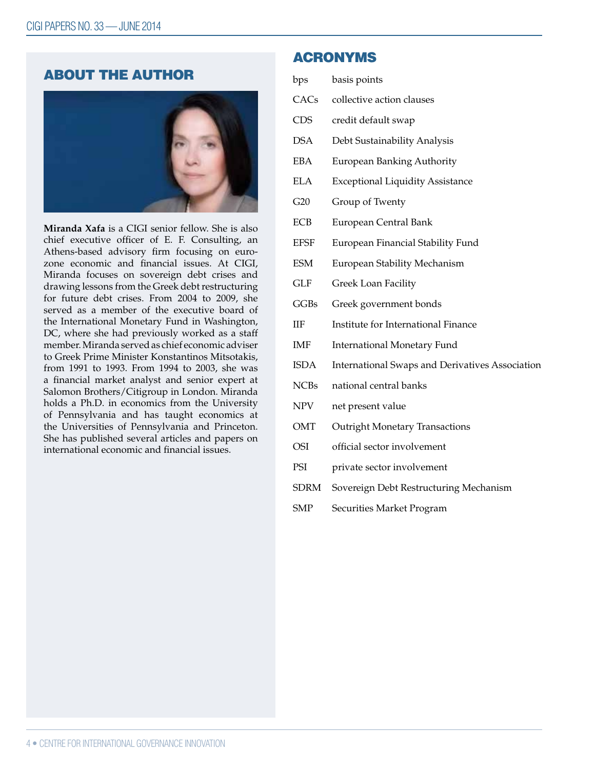## ABOUT THE AUTHOR

**Miranda Xafa** is a CIGI senior fellow. She is also chief executive officer of E. F. Consulting, an Athens-based advisory firm focusing on euro-zone economic and financial issues. At CIGI, Miranda focuses on sovereign debt crises and drawing lessons from the Greek debt restructuring for future debt crises. From 2004 to 2009, she served as a member of the executive board of the International Monetary Fund in Washington, DC, where she had previously worked as a staff member. Miranda served as chief economic adviser to Greek Prime Minister Konstantinos Mitsotakis, from 1991 to 1993. From 1994 to 2003, she was a financial market analyst and senior expert at Salomon Brothers/Citigroup in London. Miranda holds a Ph.D. in economics from the University of Pennsylvania and has taught economics at the Universities of Pennsylvania and Princeton. She has published several articles and papers on international economic and financial issues.

## ACRONYMS

| | |
|---|---|
| bps | basis points |
| CACs | collective action clauses |
| CDS | credit default swap |
| DSA | Debt Sustainability Analysis |
| EBA | European Banking Authority |
| ELA | Exceptional Liquidity Assistance |
| G20 | Group of Twenty |
| ECB | European Central Bank |
| EFSF | European Financial Stability Fund |
| ESM | European Stability Mechanism |
| GLF | Greek Loan Facility |
| GGBs | Greek government bonds |
| IIF | Institute for International Finance |
| IMF | International Monetary Fund |
| ISDA | International Swaps and Derivatives Association |
| NCBs | national central banks |
| NPV | net present value |
| OMT | Outright Monetary Transactions |
| OSI | official sector involvement |
| PSI | private sector involvement |
| SDRM | Sovereign Debt Restructuring Mechanism |
| SMP | Securities Market Program |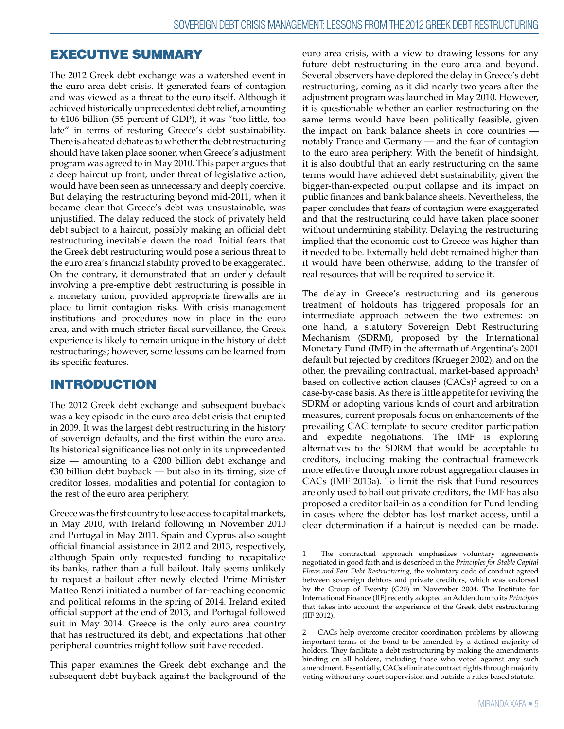## EXECUTIVE SUMMARY

The 2012 Greek debt exchange was a watershed event in the euro area debt crisis. It generated fears of contagion and was viewed as a threat to the euro itself. Although it achieved historically unprecedented debt relief, amounting to €106 billion (55 percent of GDP), it was "too little, too late" in terms of restoring Greece's debt sustainability. There is a heated debate as to whether the debt restructuring should have taken place sooner, when Greece's adjustment program was agreed to in May 2010. This paper argues that a deep haircut up front, under threat of legislative action, would have been seen as unnecessary and deeply coercive. But delaying the restructuring beyond mid-2011, when it became clear that Greece's debt was unsustainable, was unjustified. The delay reduced the stock of privately held debt subject to a haircut, possibly making an official debt restructuring inevitable down the road. Initial fears that the Greek debt restructuring would pose a serious threat to the euro area's financial stability proved to be exaggerated. On the contrary, it demonstrated that an orderly default involving a pre-emptive debt restructuring is possible in a monetary union, provided appropriate firewalls are in place to limit contagion risks. With crisis management institutions and procedures now in place in the euro area, and with much stricter fiscal surveillance, the Greek experience is likely to remain unique in the history of debt restructurings; however, some lessons can be learned from its specific features.

## INTRODUCTION

The 2012 Greek debt exchange and subsequent buyback was a key episode in the euro area debt crisis that erupted in 2009. It was the largest debt restructuring in the history of sovereign defaults, and the first within the euro area. Its historical significance lies not only in its unprecedented size — amounting to a €200 billion debt exchange and €30 billion debt buyback — but also in its timing, size of creditor losses, modalities and potential for contagion to the rest of the euro area periphery.

Greece was the first country to lose access to capital markets, in May 2010, with Ireland following in November 2010 and Portugal in May 2011. Spain and Cyprus also sought official financial assistance in 2012 and 2013, respectively, although Spain only requested funding to recapitalize its banks, rather than a full bailout. Italy seems unlikely to request a bailout after newly elected Prime Minister Matteo Renzi initiated a number of far-reaching economic and political reforms in the spring of 2014. Ireland exited official support at the end of 2013, and Portugal followed suit in May 2014. Greece is the only euro area country that has restructured its debt, and expectations that other peripheral countries might follow suit have receded.

This paper examines the Greek debt exchange and the subsequent debt buyback against the background of the euro area crisis, with a view to drawing lessons for any future debt restructuring in the euro area and beyond. Several observers have deplored the delay in Greece's debt restructuring, coming as it did nearly two years after the adjustment program was launched in May 2010. However, it is questionable whether an earlier restructuring on the same terms would have been politically feasible, given the impact on bank balance sheets in core countries — notably France and Germany — and the fear of contagion to the euro area periphery. With the benefit of hindsight, it is also doubtful that an early restructuring on the same terms would have achieved debt sustainability, given the bigger-than-expected output collapse and its impact on public finances and bank balance sheets. Nevertheless, the paper concludes that fears of contagion were exaggerated and that the restructuring could have taken place sooner without undermining stability. Delaying the restructuring implied that the economic cost to Greece was higher than it needed to be. Externally held debt remained higher than it would have been otherwise, adding to the transfer of real resources that will be required to service it.

The delay in Greece's restructuring and its generous treatment of holdouts has triggered proposals for an intermediate approach between the two extremes: on one hand, a statutory Sovereign Debt Restructuring Mechanism (SDRM), proposed by the International Monetary Fund (IMF) in the aftermath of Argentina's 2001 default but rejected by creditors (Krueger 2002), and on the other, the prevailing contractual, market-based approach[1] based on collective action clauses (CACs)[2] agreed to on a case-by-case basis. As there is little appetite for reviving the SDRM or adopting various kinds of court and arbitration measures, current proposals focus on enhancements of the prevailing CAC template to secure creditor participation and expedite negotiations. The IMF is exploring alternatives to the SDRM that would be acceptable to creditors, including making the contractual framework more effective through more robust aggregation clauses in CACs (IMF 2013a). To limit the risk that Fund resources are only used to bail out private creditors, the IMF has also proposed a creditor bail-in as a condition for Fund lending in cases where the debtor has lost market access, until a clear determination if a haircut is needed can be made.

---

1 The contractual approach emphasizes voluntary agreements negotiated in good faith and is described in the *Principles for Stable Capital Flows and Fair Debt Restructuring*, the voluntary code of conduct agreed between sovereign debtors and private creditors, which was endorsed by the Group of Twenty (G20) in November 2004. The Institute for International Finance (IIF) recently adopted an Addendum to its *Principles* that takes into account the experience of the Greek debt restructuring (IIF 2012).

2 CACs help overcome creditor coordination problems by allowing important terms of the bond to be amended by a defined majority of holders. They facilitate a debt restructuring by making the amendments binding on all holders, including those who voted against any such amendment. Essentially, CACs eliminate contract rights through majority voting without any court supervision and outside a rules-based statute.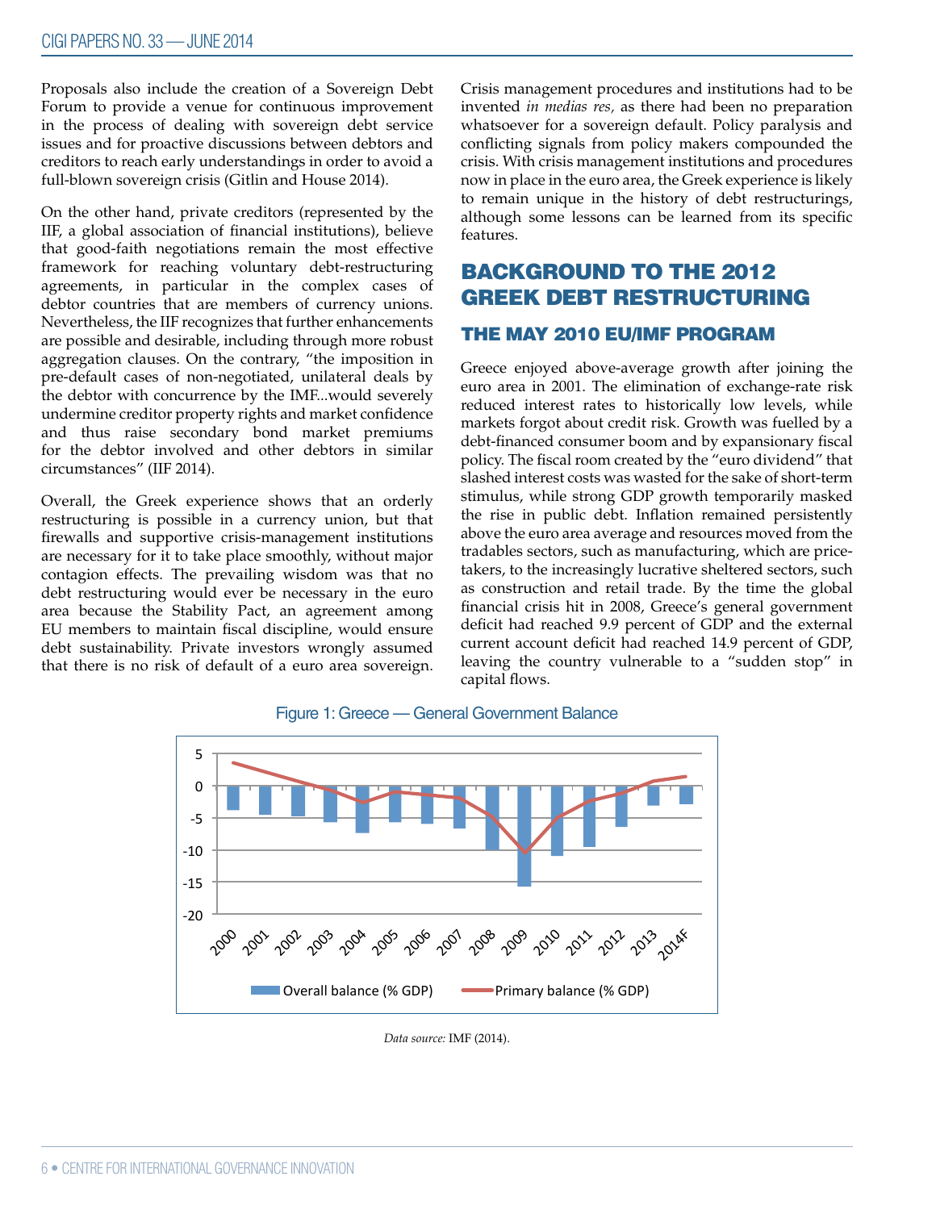Proposals also include the creation of a Sovereign Debt Forum to provide a venue for continuous improvement in the process of dealing with sovereign debt service issues and for proactive discussions between debtors and creditors to reach early understandings in order to avoid a full-blown sovereign crisis (Gitlin and House 2014).

On the other hand, private creditors (represented by the IIF, a global association of financial institutions), believe that good-faith negotiations remain the most effective framework for reaching voluntary debt-restructuring agreements, in particular in the complex cases of debtor countries that are members of currency unions. Nevertheless, the IIF recognizes that further enhancements are possible and desirable, including through more robust aggregation clauses. On the contrary, "the imposition in pre-default cases of non-negotiated, unilateral deals by the debtor with concurrence by the IMF...would severely undermine creditor property rights and market confidence and thus raise secondary bond market premiums for the debtor involved and other debtors in similar circumstances" (IIF 2014).

Overall, the Greek experience shows that an orderly restructuring is possible in a currency union, but that firewalls and supportive crisis-management institutions are necessary for it to take place smoothly, without major contagion effects. The prevailing wisdom was that no debt restructuring would ever be necessary in the euro area because the Stability Pact, an agreement among EU members to maintain fiscal discipline, would ensure debt sustainability. Private investors wrongly assumed that there is no risk of default of a euro area sovereign. Crisis management procedures and institutions had to be invented *in medias res,* as there had been no preparation whatsoever for a sovereign default. Policy paralysis and conflicting signals from policy makers compounded the crisis. With crisis management institutions and procedures now in place in the euro area, the Greek experience is likely to remain unique in the history of debt restructurings, although some lessons can be learned from its specific features.

# BACKGROUND TO THE 2012 GREEK DEBT RESTRUCTURING

## THE MAY 2010 EU/IMF PROGRAM

Greece enjoyed above-average growth after joining the euro area in 2001. The elimination of exchange-rate risk reduced interest rates to historically low levels, while markets forgot about credit risk. Growth was fuelled by a debt-financed consumer boom and by expansionary fiscal policy. The fiscal room created by the "euro dividend" that slashed interest costs was wasted for the sake of short-term stimulus, while strong GDP growth temporarily masked the rise in public debt. Inflation remained persistently above the euro area average and resources moved from the tradables sectors, such as manufacturing, which are price-takers, to the increasingly lucrative sheltered sectors, such as construction and retail trade. By the time the global financial crisis hit in 2008, Greece's general government deficit had reached 9.9 percent of GDP and the external current account deficit had reached 14.9 percent of GDP, leaving the country vulnerable to a "sudden stop" in capital flows.

Figure 1: Greece — General Government Balance

*Data source:* IMF (2014).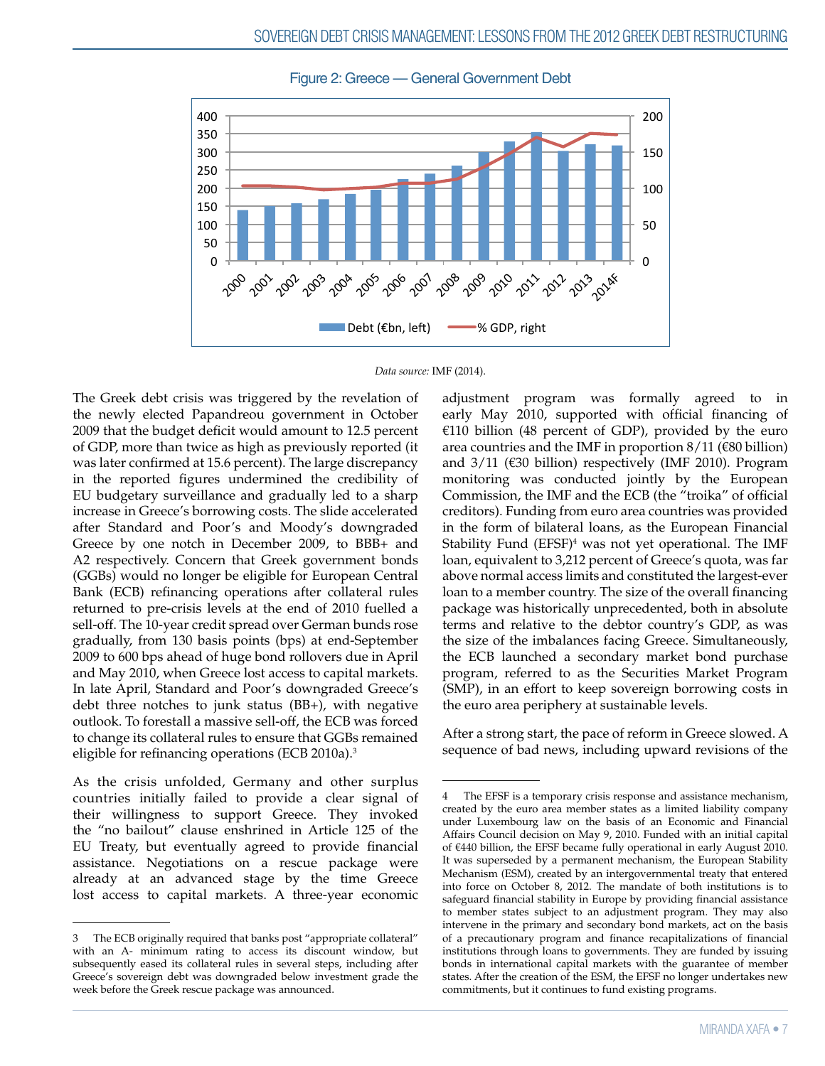Figure 2: Greece — General Government Debt

*Data source:* IMF (2014).

The Greek debt crisis was triggered by the revelation of the newly elected Papandreou government in October 2009 that the budget deficit would amount to 12.5 percent of GDP, more than twice as high as previously reported (it was later confirmed at 15.6 percent). The large discrepancy in the reported figures undermined the credibility of EU budgetary surveillance and gradually led to a sharp increase in Greece's borrowing costs. The slide accelerated after Standard and Poor's and Moody's downgraded Greece by one notch in December 2009, to BBB+ and A2 respectively. Concern that Greek government bonds (GGBs) would no longer be eligible for European Central Bank (ECB) refinancing operations after collateral rules returned to pre-crisis levels at the end of 2010 fuelled a sell-off. The 10-year credit spread over German bunds rose gradually, from 130 basis points (bps) at end-September 2009 to 600 bps ahead of huge bond rollovers due in April and May 2010, when Greece lost access to capital markets. In late April, Standard and Poor's downgraded Greece's debt three notches to junk status (BB+), with negative outlook. To forestall a massive sell-off, the ECB was forced to change its collateral rules to ensure that GGBs remained eligible for refinancing operations (ECB 2010a).[3]

As the crisis unfolded, Germany and other surplus countries initially failed to provide a clear signal of their willingness to support Greece. They invoked the "no bailout" clause enshrined in Article 125 of the EU Treaty, but eventually agreed to provide financial assistance. Negotiations on a rescue package were already at an advanced stage by the time Greece lost access to capital markets. A three-year economic adjustment program was formally agreed to in early May 2010, supported with official financing of €110 billion (48 percent of GDP), provided by the euro area countries and the IMF in proportion 8/11 (€80 billion) and 3/11 (€30 billion) respectively (IMF 2010). Program monitoring was conducted jointly by the European Commission, the IMF and the ECB (the "troika" of official creditors). Funding from euro area countries was provided in the form of bilateral loans, as the European Financial Stability Fund (EFSF)[4] was not yet operational. The IMF loan, equivalent to 3,212 percent of Greece's quota, was far above normal access limits and constituted the largest-ever loan to a member country. The size of the overall financing package was historically unprecedented, both in absolute terms and relative to the debtor country's GDP, as was the size of the imbalances facing Greece. Simultaneously, the ECB launched a secondary market bond purchase program, referred to as the Securities Market Program (SMP), in an effort to keep sovereign borrowing costs in the euro area periphery at sustainable levels.

After a strong start, the pace of reform in Greece slowed. A sequence of bad news, including upward revisions of the

---

3 The ECB originally required that banks post "appropriate collateral" with an A- minimum rating to access its discount window, but subsequently eased its collateral rules in several steps, including after Greece's sovereign debt was downgraded below investment grade the week before the Greek rescue package was announced.

4 The EFSF is a temporary crisis response and assistance mechanism, created by the euro area member states as a limited liability company under Luxembourg law on the basis of an Economic and Financial Affairs Council decision on May 9, 2010. Funded with an initial capital of €440 billion, the EFSF became fully operational in early August 2010. It was superseded by a permanent mechanism, the European Stability Mechanism (ESM), created by an intergovernmental treaty that entered into force on October 8, 2012. The mandate of both institutions is to safeguard financial stability in Europe by providing financial assistance to member states subject to an adjustment program. They may also intervene in the primary and secondary bond markets, act on the basis of a precautionary program and finance recapitalizations of financial institutions through loans to governments. They are funded by issuing bonds in international capital markets with the guarantee of member states. After the creation of the ESM, the EFSF no longer undertakes new commitments, but it continues to fund existing programs.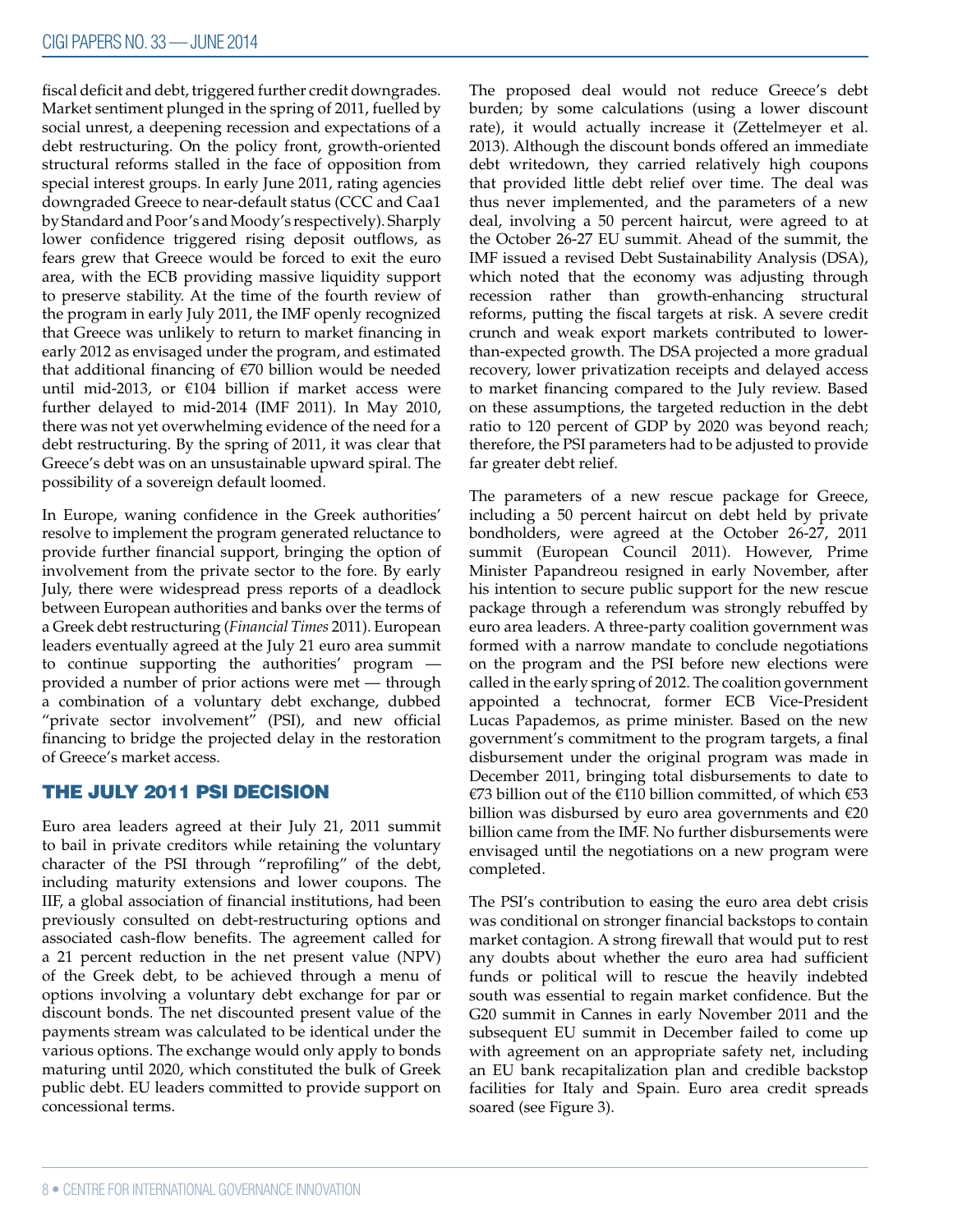fiscal deficit and debt, triggered further credit downgrades. Market sentiment plunged in the spring of 2011, fuelled by social unrest, a deepening recession and expectations of a debt restructuring. On the policy front, growth-oriented structural reforms stalled in the face of opposition from special interest groups. In early June 2011, rating agencies downgraded Greece to near-default status (CCC and Caa1 by Standard and Poor's and Moody's respectively). Sharply lower confidence triggered rising deposit outflows, as fears grew that Greece would be forced to exit the euro area, with the ECB providing massive liquidity support to preserve stability. At the time of the fourth review of the program in early July 2011, the IMF openly recognized that Greece was unlikely to return to market financing in early 2012 as envisaged under the program, and estimated that additional financing of €70 billion would be needed until mid-2013, or €104 billion if market access were further delayed to mid-2014 (IMF 2011). In May 2010, there was not yet overwhelming evidence of the need for a debt restructuring. By the spring of 2011, it was clear that Greece's debt was on an unsustainable upward spiral. The possibility of a sovereign default loomed.

In Europe, waning confidence in the Greek authorities' resolve to implement the program generated reluctance to provide further financial support, bringing the option of involvement from the private sector to the fore. By early July, there were widespread press reports of a deadlock between European authorities and banks over the terms of a Greek debt restructuring (*Financial Times* 2011). European leaders eventually agreed at the July 21 euro area summit to continue supporting the authorities' program — provided a number of prior actions were met — through a combination of a voluntary debt exchange, dubbed "private sector involvement" (PSI), and new official financing to bridge the projected delay in the restoration of Greece's market access.

## THE JULY 2011 PSI DECISION

Euro area leaders agreed at their July 21, 2011 summit to bail in private creditors while retaining the voluntary character of the PSI through "reprofiling" of the debt, including maturity extensions and lower coupons. The IIF, a global association of financial institutions, had been previously consulted on debt-restructuring options and associated cash-flow benefits. The agreement called for a 21 percent reduction in the net present value (NPV) of the Greek debt, to be achieved through a menu of options involving a voluntary debt exchange for par or discount bonds. The net discounted present value of the payments stream was calculated to be identical under the various options. The exchange would only apply to bonds maturing until 2020, which constituted the bulk of Greek public debt. EU leaders committed to provide support on concessional terms.

The proposed deal would not reduce Greece's debt burden; by some calculations (using a lower discount rate), it would actually increase it (Zettelmeyer et al. 2013). Although the discount bonds offered an immediate debt writedown, they carried relatively high coupons that provided little debt relief over time. The deal was thus never implemented, and the parameters of a new deal, involving a 50 percent haircut, were agreed to at the October 26-27 EU summit. Ahead of the summit, the IMF issued a revised Debt Sustainability Analysis (DSA), which noted that the economy was adjusting through recession rather than growth-enhancing structural reforms, putting the fiscal targets at risk. A severe credit crunch and weak export markets contributed to lower-than-expected growth. The DSA projected a more gradual recovery, lower privatization receipts and delayed access to market financing compared to the July review. Based on these assumptions, the targeted reduction in the debt ratio to 120 percent of GDP by 2020 was beyond reach; therefore, the PSI parameters had to be adjusted to provide far greater debt relief.

The parameters of a new rescue package for Greece, including a 50 percent haircut on debt held by private bondholders, were agreed at the October 26-27, 2011 summit (European Council 2011). However, Prime Minister Papandreou resigned in early November, after his intention to secure public support for the new rescue package through a referendum was strongly rebuffed by euro area leaders. A three-party coalition government was formed with a narrow mandate to conclude negotiations on the program and the PSI before new elections were called in the early spring of 2012. The coalition government appointed a technocrat, former ECB Vice-President Lucas Papademos, as prime minister. Based on the new government's commitment to the program targets, a final disbursement under the original program was made in December 2011, bringing total disbursements to date to €73 billion out of the €110 billion committed, of which €53 billion was disbursed by euro area governments and €20 billion came from the IMF. No further disbursements were envisaged until the negotiations on a new program were completed.

The PSI's contribution to easing the euro area debt crisis was conditional on stronger financial backstops to contain market contagion. A strong firewall that would put to rest any doubts about whether the euro area had sufficient funds or political will to rescue the heavily indebted south was essential to regain market confidence. But the G20 summit in Cannes in early November 2011 and the subsequent EU summit in December failed to come up with agreement on an appropriate safety net, including an EU bank recapitalization plan and credible backstop facilities for Italy and Spain. Euro area credit spreads soared (see Figure 3).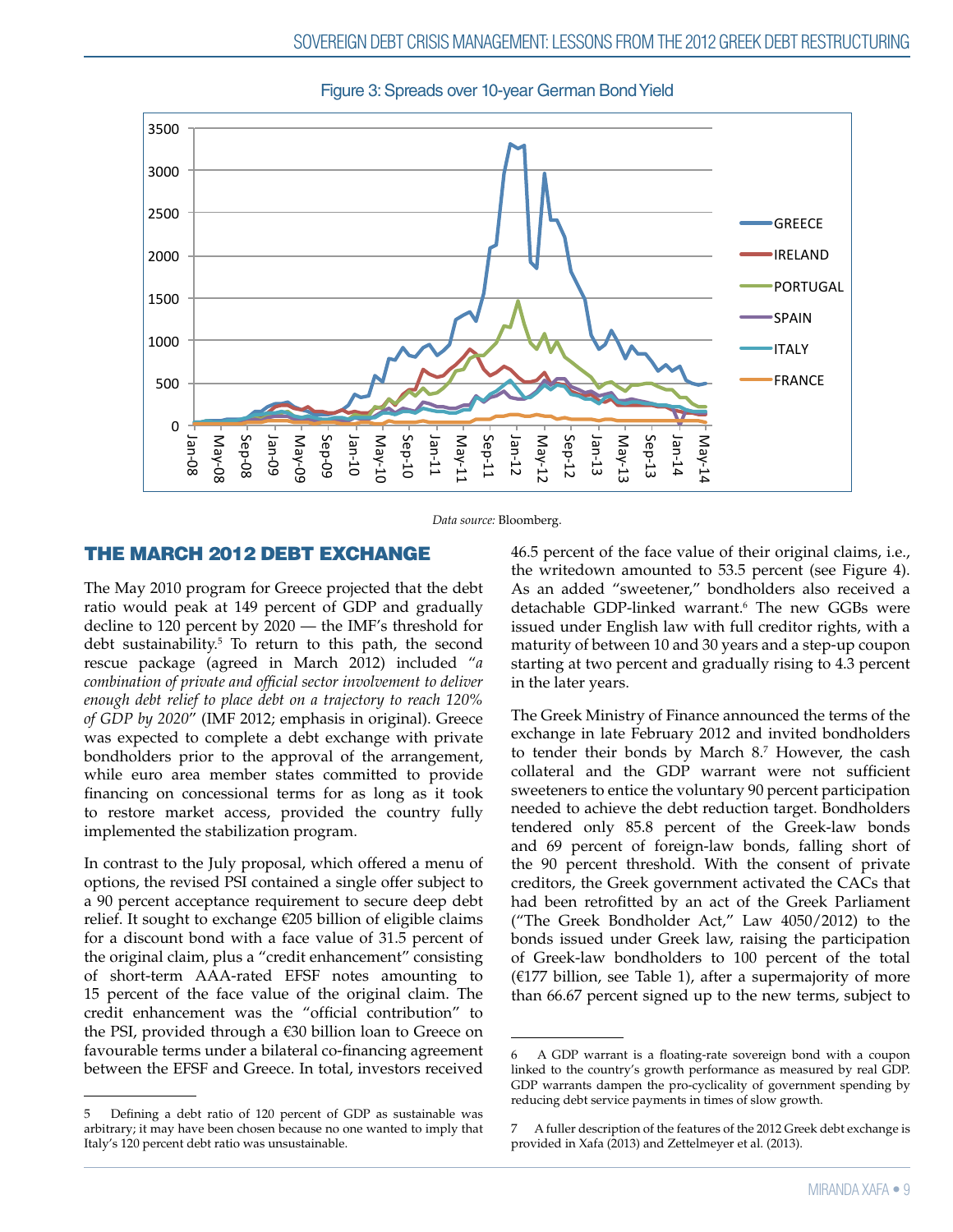Figure 3: Spreads over 10-year German Bond Yield

*Data source:* Bloomberg.

## THE MARCH 2012 DEBT EXCHANGE

The May 2010 program for Greece projected that the debt ratio would peak at 149 percent of GDP and gradually decline to 120 percent by 2020 — the IMF's threshold for debt sustainability.[5] To return to this path, the second rescue package (agreed in March 2012) included "*a combination of private and official sector involvement to deliver enough debt relief to place debt on a trajectory to reach 120% of GDP by 2020*" (IMF 2012; emphasis in original). Greece was expected to complete a debt exchange with private bondholders prior to the approval of the arrangement, while euro area member states committed to provide financing on concessional terms for as long as it took to restore market access, provided the country fully implemented the stabilization program.

In contrast to the July proposal, which offered a menu of options, the revised PSI contained a single offer subject to a 90 percent acceptance requirement to secure deep debt relief. It sought to exchange €205 billion of eligible claims for a discount bond with a face value of 31.5 percent of the original claim, plus a "credit enhancement" consisting of short-term AAA-rated EFSF notes amounting to 15 percent of the face value of the original claim. The credit enhancement was the "official contribution" to the PSI, provided through a €30 billion loan to Greece on favourable terms under a bilateral co-financing agreement between the EFSF and Greece. In total, investors received 46.5 percent of the face value of their original claims, i.e., the writedown amounted to 53.5 percent (see Figure 4). As an added "sweetener," bondholders also received a detachable GDP-linked warrant.[6] The new GGBs were issued under English law with full creditor rights, with a maturity of between 10 and 30 years and a step-up coupon starting at two percent and gradually rising to 4.3 percent in the later years.

The Greek Ministry of Finance announced the terms of the exchange in late February 2012 and invited bondholders to tender their bonds by March 8.[7] However, the cash collateral and the GDP warrant were not sufficient sweeteners to entice the voluntary 90 percent participation needed to achieve the debt reduction target. Bondholders tendered only 85.8 percent of the Greek-law bonds and 69 percent of foreign-law bonds, falling short of the 90 percent threshold. With the consent of private creditors, the Greek government activated the CACs that had been retrofitted by an act of the Greek Parliament ("The Greek Bondholder Act," Law 4050/2012) to the bonds issued under Greek law, raising the participation of Greek-law bondholders to 100 percent of the total (€177 billion, see Table 1), after a supermajority of more than 66.67 percent signed up to the new terms, subject to

---

5 Defining a debt ratio of 120 percent of GDP as sustainable was arbitrary; it may have been chosen because no one wanted to imply that Italy's 120 percent debt ratio was unsustainable.

6 A GDP warrant is a floating-rate sovereign bond with a coupon linked to the country's growth performance as measured by real GDP. GDP warrants dampen the pro-cyclicality of government spending by reducing debt service payments in times of slow growth.

7 A fuller description of the features of the 2012 Greek debt exchange is provided in Xafa (2013) and Zettelmeyer et al. (2013).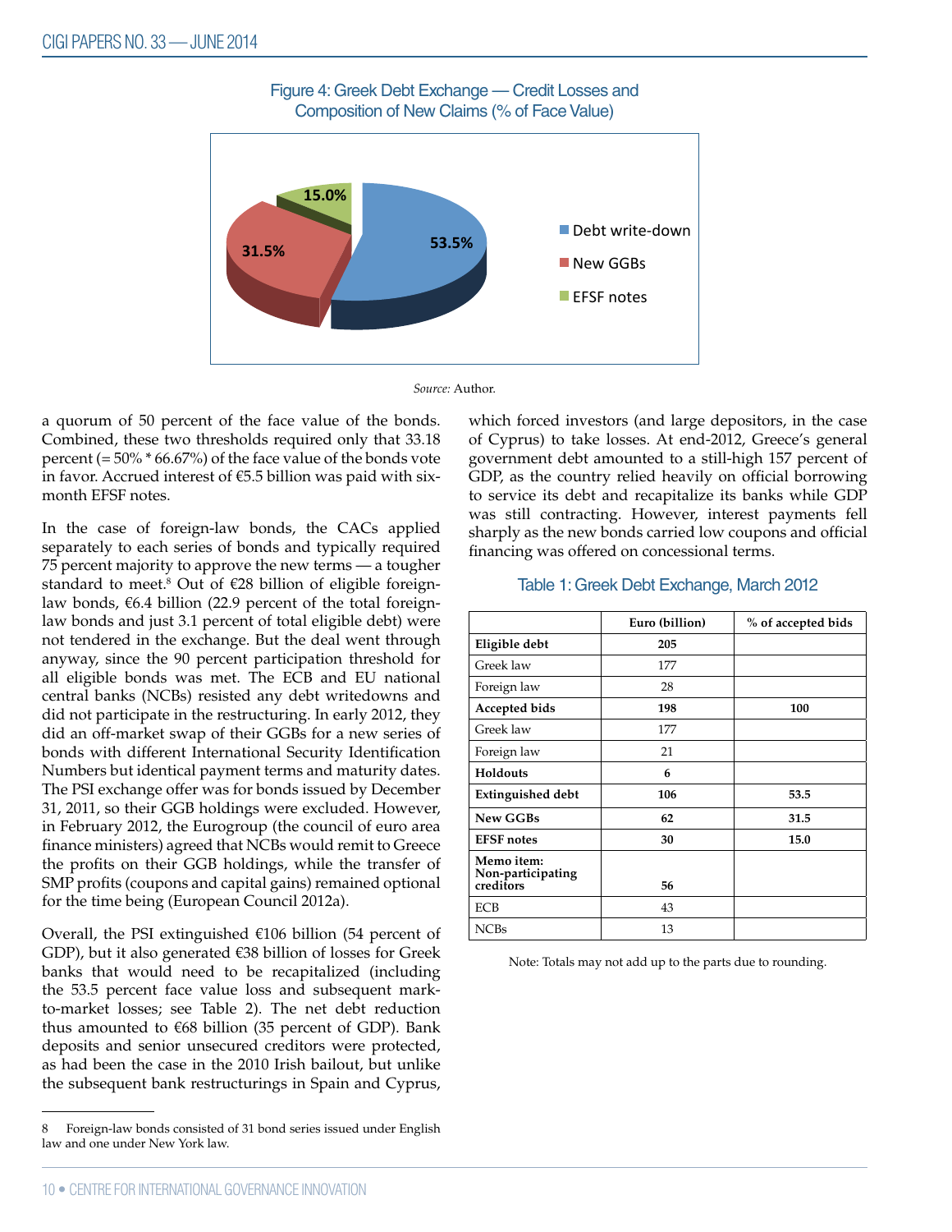Figure 4: Greek Debt Exchange — Credit Losses and Composition of New Claims (% of Face Value)

*Source:* Author.

a quorum of 50 percent of the face value of the bonds. Combined, these two thresholds required only that 33.18 percent (= 50% * 66.67%) of the face value of the bonds vote in favor. Accrued interest of €5.5 billion was paid with six-month EFSF notes.

In the case of foreign-law bonds, the CACs applied separately to each series of bonds and typically required 75 percent majority to approve the new terms — a tougher standard to meet.[8] Out of €28 billion of eligible foreign-law bonds, €6.4 billion (22.9 percent of the total foreign-law bonds and just 3.1 percent of total eligible debt) were not tendered in the exchange. But the deal went through anyway, since the 90 percent participation threshold for all eligible bonds was met. The ECB and EU national central banks (NCBs) resisted any debt writedowns and did not participate in the restructuring. In early 2012, they did an off-market swap of their GGBs for a new series of bonds with different International Security Identification Numbers but identical payment terms and maturity dates. The PSI exchange offer was for bonds issued by December 31, 2011, so their GGB holdings were excluded. However, in February 2012, the Eurogroup (the council of euro area finance ministers) agreed that NCBs would remit to Greece the profits on their GGB holdings, while the transfer of SMP profits (coupons and capital gains) remained optional for the time being (European Council 2012a).

Overall, the PSI extinguished €106 billion (54 percent of GDP), but it also generated €38 billion of losses for Greek banks that would need to be recapitalized (including the 53.5 percent face value loss and subsequent mark-to-market losses; see Table 2). The net debt reduction thus amounted to €68 billion (35 percent of GDP). Bank deposits and senior unsecured creditors were protected, as had been the case in the 2010 Irish bailout, but unlike the subsequent bank restructurings in Spain and Cyprus, which forced investors (and large depositors, in the case of Cyprus) to take losses. At end-2012, Greece's general government debt amounted to a still-high 157 percent of GDP, as the country relied heavily on official borrowing to service its debt and recapitalize its banks while GDP was still contracting. However, interest payments fell sharply as the new bonds carried low coupons and official financing was offered on concessional terms.

Table 1: Greek Debt Exchange, March 2012

| | Euro (billion) | % of accepted bids |
|---|---|---|
| **Eligible debt** | **205** | |
| Greek law | 177 | |
| Foreign law | 28 | |
| **Accepted bids** | **198** | **100** |
| Greek law | 177 | |
| Foreign law | 21 | |
| **Holdouts** | **6** | |
| **Extinguished debt** | **106** | **53.5** |
| **New GGBs** | **62** | **31.5** |
| **EFSF notes** | **30** | **15.0** |
| **Memo item: Non-participating creditors** | **56** | |
| ECB | 43 | |
| NCBs | 13 | |

Note: Totals may not add up to the parts due to rounding.

---

8 Foreign-law bonds consisted of 31 bond series issued under English law and one under New York law.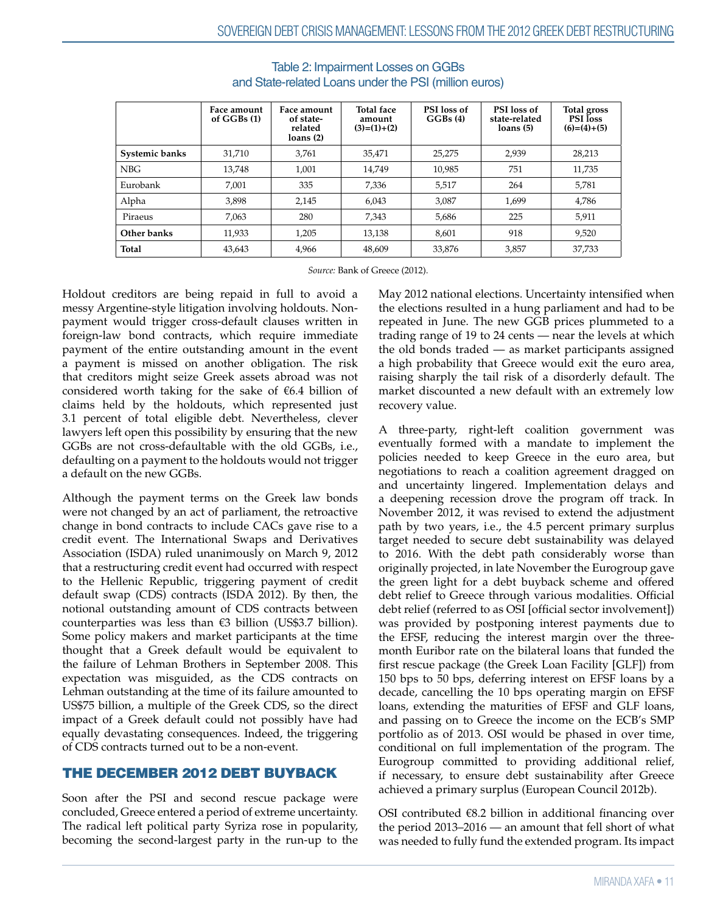Table 2: Impairment Losses on GGBs and State-related Loans under the PSI (million euros)

| | Face amount of GGBs (1) | Face amount of state-related loans (2) | Total face amount (3)=(1)+(2) | PSI loss of GGBs (4) | PSI loss of state-related loans (5) | Total gross PSI loss (6)=(4)+(5) |
|---|---|---|---|---|---|---|
| **Systemic banks** | 31,710 | 3,761 | 35,471 | 25,275 | 2,939 | 28,213 |
| NBG | 13,748 | 1,001 | 14,749 | 10,985 | 751 | 11,735 |
| Eurobank | 7,001 | 335 | 7,336 | 5,517 | 264 | 5,781 |
| Alpha | 3,898 | 2,145 | 6,043 | 3,087 | 1,699 | 4,786 |
| Piraeus | 7,063 | 280 | 7,343 | 5,686 | 225 | 5,911 |
| **Other banks** | 11,933 | 1,205 | 13,138 | 8,601 | 918 | 9,520 |
| **Total** | 43,643 | 4,966 | 48,609 | 33,876 | 3,857 | 37,733 |

*Source:* Bank of Greece (2012).

Holdout creditors are being repaid in full to avoid a messy Argentine-style litigation involving holdouts. Non-payment would trigger cross-default clauses written in foreign-law bond contracts, which require immediate payment of the entire outstanding amount in the event a payment is missed on another obligation. The risk that creditors might seize Greek assets abroad was not considered worth taking for the sake of €6.4 billion of claims held by the holdouts, which represented just 3.1 percent of total eligible debt. Nevertheless, clever lawyers left open this possibility by ensuring that the new GGBs are not cross-defaultable with the old GGBs, i.e., defaulting on a payment to the holdouts would not trigger a default on the new GGBs.

Although the payment terms on the Greek law bonds were not changed by an act of parliament, the retroactive change in bond contracts to include CACs gave rise to a credit event. The International Swaps and Derivatives Association (ISDA) ruled unanimously on March 9, 2012 that a restructuring credit event had occurred with respect to the Hellenic Republic, triggering payment of credit default swap (CDS) contracts (ISDA 2012). By then, the notional outstanding amount of CDS contracts between counterparties was less than €3 billion (US$3.7 billion). Some policy makers and market participants at the time thought that a Greek default would be equivalent to the failure of Lehman Brothers in September 2008. This expectation was misguided, as the CDS contracts on Lehman outstanding at the time of its failure amounted to US$75 billion, a multiple of the Greek CDS, so the direct impact of a Greek default could not possibly have had equally devastating consequences. Indeed, the triggering of CDS contracts turned out to be a non-event.

## THE DECEMBER 2012 DEBT BUYBACK

Soon after the PSI and second rescue package were concluded, Greece entered a period of extreme uncertainty. The radical left political party Syriza rose in popularity, becoming the second-largest party in the run-up to the May 2012 national elections. Uncertainty intensified when the elections resulted in a hung parliament and had to be repeated in June. The new GGB prices plummeted to a trading range of 19 to 24 cents — near the levels at which the old bonds traded — as market participants assigned a high probability that Greece would exit the euro area, raising sharply the tail risk of a disorderly default. The market discounted a new default with an extremely low recovery value.

A three-party, right-left coalition government was eventually formed with a mandate to implement the policies needed to keep Greece in the euro area, but negotiations to reach a coalition agreement dragged on and uncertainty lingered. Implementation delays and a deepening recession drove the program off track. In November 2012, it was revised to extend the adjustment path by two years, i.e., the 4.5 percent primary surplus target needed to secure debt sustainability was delayed to 2016. With the debt path considerably worse than originally projected, in late November the Eurogroup gave the green light for a debt buyback scheme and offered debt relief to Greece through various modalities. Official debt relief (referred to as OSI [official sector involvement]) was provided by postponing interest payments due to the EFSF, reducing the interest margin over the three-month Euribor rate on the bilateral loans that funded the first rescue package (the Greek Loan Facility [GLF]) from 150 bps to 50 bps, deferring interest on EFSF loans by a decade, cancelling the 10 bps operating margin on EFSF loans, extending the maturities of EFSF and GLF loans, and passing on to Greece the income on the ECB's SMP portfolio as of 2013. OSI would be phased in over time, conditional on full implementation of the program. The Eurogroup committed to providing additional relief, if necessary, to ensure debt sustainability after Greece achieved a primary surplus (European Council 2012b).

OSI contributed €8.2 billion in additional financing over the period 2013–2016 — an amount that fell short of what was needed to fully fund the extended program. Its impact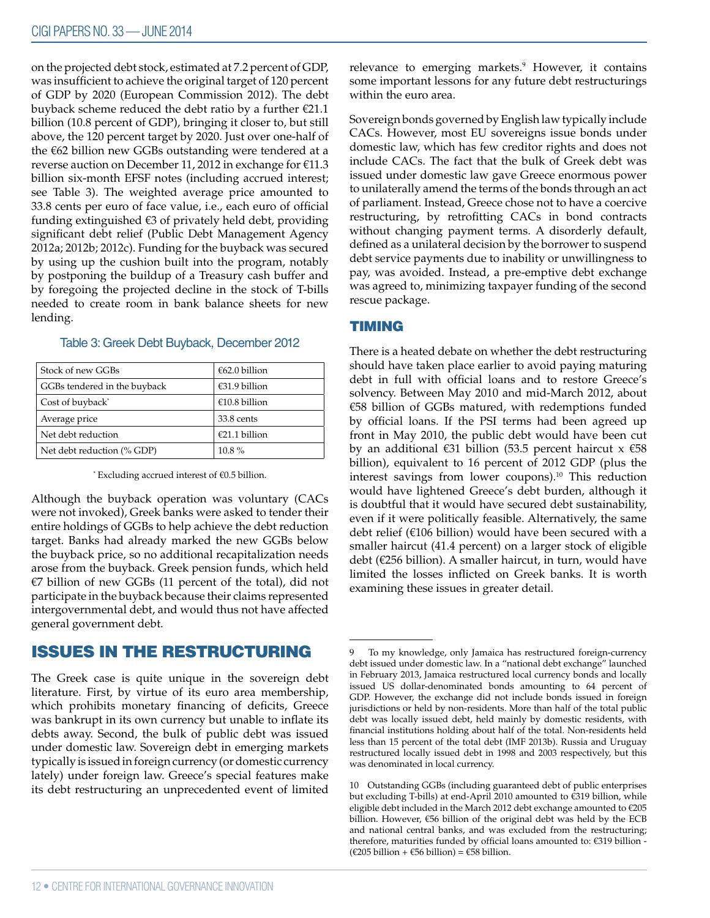on the projected debt stock, estimated at 7.2 percent of GDP, was insufficient to achieve the original target of 120 percent of GDP by 2020 (European Commission 2012). The debt buyback scheme reduced the debt ratio by a further €21.1 billion (10.8 percent of GDP), bringing it closer to, but still above, the 120 percent target by 2020. Just over one-half of the €62 billion new GGBs outstanding were tendered at a reverse auction on December 11, 2012 in exchange for €11.3 billion six-month EFSF notes (including accrued interest; see Table 3). The weighted average price amounted to 33.8 cents per euro of face value, i.e., each euro of official funding extinguished €3 of privately held debt, providing significant debt relief (Public Debt Management Agency 2012a; 2012b; 2012c). Funding for the buyback was secured by using up the cushion built into the program, notably by postponing the buildup of a Treasury cash buffer and by foregoing the projected decline in the stock of T-bills needed to create room in bank balance sheets for new lending.

Table 3: Greek Debt Buyback, December 2012

| | |
|---|---|
| Stock of new GGBs | €62.0 billion |
| GGBs tendered in the buyback | €31.9 billion |
| Cost of buyback* | €10.8 billion |
| Average price | 33.8 cents |
| Net debt reduction | €21.1 billion |
| Net debt reduction (% GDP) | 10.8 % |

\* Excluding accrued interest of €0.5 billion.

Although the buyback operation was voluntary (CACs were not invoked), Greek banks were asked to tender their entire holdings of GGBs to help achieve the debt reduction target. Banks had already marked the new GGBs below the buyback price, so no additional recapitalization needs arose from the buyback. Greek pension funds, which held €7 billion of new GGBs (11 percent of the total), did not participate in the buyback because their claims represented intergovernmental debt, and would thus not have affected general government debt.

## ISSUES IN THE RESTRUCTURING

The Greek case is quite unique in the sovereign debt literature. First, by virtue of its euro area membership, which prohibits monetary financing of deficits, Greece was bankrupt in its own currency but unable to inflate its debts away. Second, the bulk of public debt was issued under domestic law. Sovereign debt in emerging markets typically is issued in foreign currency (or domestic currency lately) under foreign law. Greece's special features make its debt restructuring an unprecedented event of limited relevance to emerging markets.[9] However, it contains some important lessons for any future debt restructurings within the euro area.

Sovereign bonds governed by English law typically include CACs. However, most EU sovereigns issue bonds under domestic law, which has few creditor rights and does not include CACs. The fact that the bulk of Greek debt was issued under domestic law gave Greece enormous power to unilaterally amend the terms of the bonds through an act of parliament. Instead, Greece chose not to have a coercive restructuring, by retrofitting CACs in bond contracts without changing payment terms. A disorderly default, defined as a unilateral decision by the borrower to suspend debt service payments due to inability or unwillingness to pay, was avoided. Instead, a pre-emptive debt exchange was agreed to, minimizing taxpayer funding of the second rescue package.

### TIMING

There is a heated debate on whether the debt restructuring should have taken place earlier to avoid paying maturing debt in full with official loans and to restore Greece's solvency. Between May 2010 and mid-March 2012, about €58 billion of GGBs matured, with redemptions funded by official loans. If the PSI terms had been agreed up front in May 2010, the public debt would have been cut by an additional €31 billion (53.5 percent haircut x €58 billion), equivalent to 16 percent of 2012 GDP (plus the interest savings from lower coupons).[10] This reduction would have lightened Greece's debt burden, although it is doubtful that it would have secured debt sustainability, even if it were politically feasible. Alternatively, the same debt relief (€106 billion) would have been secured with a smaller haircut (41.4 percent) on a larger stock of eligible debt (€256 billion). A smaller haircut, in turn, would have limited the losses inflicted on Greek banks. It is worth examining these issues in greater detail.

---

9 To my knowledge, only Jamaica has restructured foreign-currency debt issued under domestic law. In a "national debt exchange" launched in February 2013, Jamaica restructured local currency bonds and locally issued US dollar-denominated bonds amounting to 64 percent of GDP. However, the exchange did not include bonds issued in foreign jurisdictions or held by non-residents. More than half of the total public debt was locally issued debt, held mainly by domestic residents, with financial institutions holding about half of the total. Non-residents held less than 15 percent of the total debt (IMF 2013b). Russia and Uruguay restructured locally issued debt in 1998 and 2003 respectively, but this was denominated in local currency.

10 Outstanding GGBs (including guaranteed debt of public enterprises but excluding T-bills) at end-April 2010 amounted to €319 billion, while eligible debt included in the March 2012 debt exchange amounted to €205 billion. However, €56 billion of the original debt was held by the ECB and national central banks, and was excluded from the restructuring; therefore, maturities funded by official loans amounted to: €319 billion - (€205 billion + €56 billion) = €58 billion.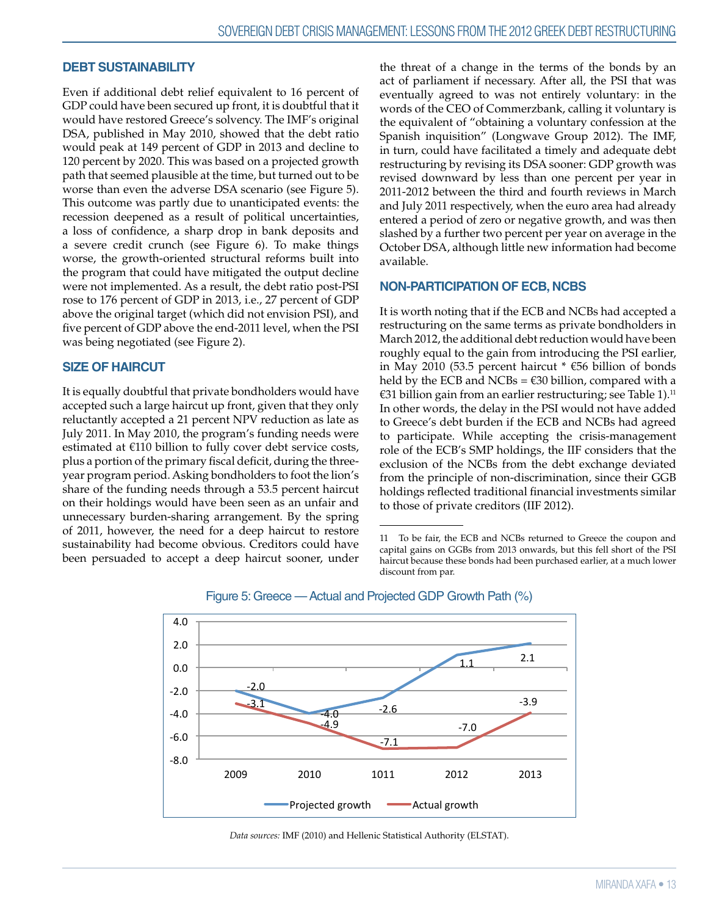## DEBT SUSTAINABILITY

Even if additional debt relief equivalent to 16 percent of GDP could have been secured up front, it is doubtful that it would have restored Greece's solvency. The IMF's original DSA, published in May 2010, showed that the debt ratio would peak at 149 percent of GDP in 2013 and decline to 120 percent by 2020. This was based on a projected growth path that seemed plausible at the time, but turned out to be worse than even the adverse DSA scenario (see Figure 5). This outcome was partly due to unanticipated events: the recession deepened as a result of political uncertainties, a loss of confidence, a sharp drop in bank deposits and a severe credit crunch (see Figure 6). To make things worse, the growth-oriented structural reforms built into the program that could have mitigated the output decline were not implemented. As a result, the debt ratio post-PSI rose to 176 percent of GDP in 2013, i.e., 27 percent of GDP above the original target (which did not envision PSI), and five percent of GDP above the end-2011 level, when the PSI was being negotiated (see Figure 2).

## SIZE OF HAIRCUT

It is equally doubtful that private bondholders would have accepted such a large haircut up front, given that they only reluctantly accepted a 21 percent NPV reduction as late as July 2011. In May 2010, the program's funding needs were estimated at €110 billion to fully cover debt service costs, plus a portion of the primary fiscal deficit, during the three-year program period. Asking bondholders to foot the lion's share of the funding needs through a 53.5 percent haircut on their holdings would have been seen as an unfair and unnecessary burden-sharing arrangement. By the spring of 2011, however, the need for a deep haircut to restore sustainability had become obvious. Creditors could have been persuaded to accept a deep haircut sooner, under the threat of a change in the terms of the bonds by an act of parliament if necessary. After all, the PSI that was eventually agreed to was not entirely voluntary: in the words of the CEO of Commerzbank, calling it voluntary is the equivalent of "obtaining a voluntary confession at the Spanish inquisition" (Longwave Group 2012). The IMF, in turn, could have facilitated a timely and adequate debt restructuring by revising its DSA sooner: GDP growth was revised downward by less than one percent per year in 2011-2012 between the third and fourth reviews in March and July 2011 respectively, when the euro area had already entered a period of zero or negative growth, and was then slashed by a further two percent per year on average in the October DSA, although little new information had become available.

## NON-PARTICIPATION OF ECB, NCBS

It is worth noting that if the ECB and NCBs had accepted a restructuring on the same terms as private bondholders in March 2012, the additional debt reduction would have been roughly equal to the gain from introducing the PSI earlier, in May 2010 (53.5 percent haircut * €56 billion of bonds held by the ECB and NCBs = €30 billion, compared with a €31 billion gain from an earlier restructuring; see Table 1).[11] In other words, the delay in the PSI would not have added to Greece's debt burden if the ECB and NCBs had agreed to participate. While accepting the crisis-management role of the ECB's SMP holdings, the IIF considers that the exclusion of the NCBs from the debt exchange deviated from the principle of non-discrimination, since their GGB holdings reflected traditional financial investments similar to those of private creditors (IIF 2012).

[11] To be fair, the ECB and NCBs returned to Greece the coupon and capital gains on GGBs from 2013 onwards, but this fell short of the PSI haircut because these bonds had been purchased earlier, at a much lower discount from par.

Figure 5: Greece — Actual and Projected GDP Growth Path (%)

| Year | Projected growth | Actual growth |
|---|---|---|
| 2009 | -2.0 | -3.1 |
| 2010 | -4.0 | -4.9 |
| 1011 | -2.6 | -7.1 |
| 2012 | 1.1 | -7.0 |
| 2013 | 2.1 | -3.9 |

*Data sources:* IMF (2010) and Hellenic Statistical Authority (ELSTAT).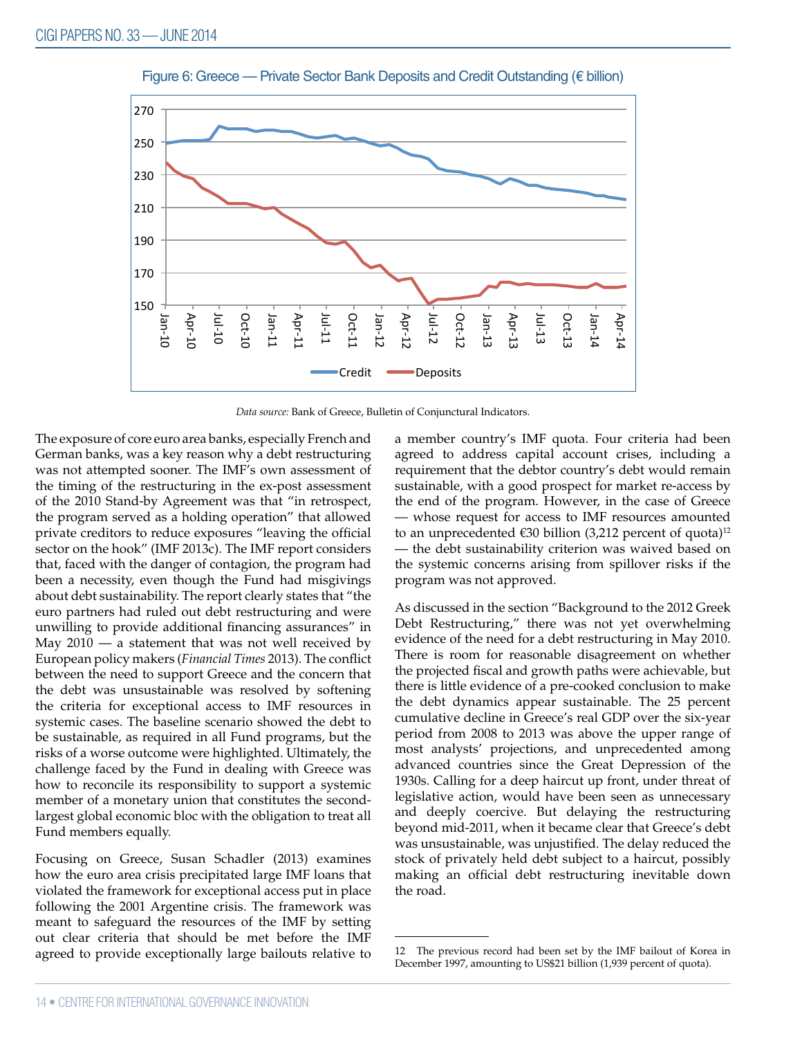Figure 6: Greece — Private Sector Bank Deposits and Credit Outstanding (€ billion)

*Data source:* Bank of Greece, Bulletin of Conjunctural Indicators.

The exposure of core euro area banks, especially French and German banks, was a key reason why a debt restructuring was not attempted sooner. The IMF's own assessment of the timing of the restructuring in the ex-post assessment of the 2010 Stand-by Agreement was that "in retrospect, the program served as a holding operation" that allowed private creditors to reduce exposures "leaving the official sector on the hook" (IMF 2013c). The IMF report considers that, faced with the danger of contagion, the program had been a necessity, even though the Fund had misgivings about debt sustainability. The report clearly states that "the euro partners had ruled out debt restructuring and were unwilling to provide additional financing assurances" in May 2010 — a statement that was not well received by European policy makers (*Financial Times* 2013). The conflict between the need to support Greece and the concern that the debt was unsustainable was resolved by softening the criteria for exceptional access to IMF resources in systemic cases. The baseline scenario showed the debt to be sustainable, as required in all Fund programs, but the risks of a worse outcome were highlighted. Ultimately, the challenge faced by the Fund in dealing with Greece was how to reconcile its responsibility to support a systemic member of a monetary union that constitutes the second-largest global economic bloc with the obligation to treat all Fund members equally.

Focusing on Greece, Susan Schadler (2013) examines how the euro area crisis precipitated large IMF loans that violated the framework for exceptional access put in place following the 2001 Argentine crisis. The framework was meant to safeguard the resources of the IMF by setting out clear criteria that should be met before the IMF agreed to provide exceptionally large bailouts relative to a member country's IMF quota. Four criteria had been agreed to address capital account crises, including a requirement that the debtor country's debt would remain sustainable, with a good prospect for market re-access by the end of the program. However, in the case of Greece — whose request for access to IMF resources amounted to an unprecedented €30 billion (3,212 percent of quota)[12] — the debt sustainability criterion was waived based on the systemic concerns arising from spillover risks if the program was not approved.

As discussed in the section "Background to the 2012 Greek Debt Restructuring," there was not yet overwhelming evidence of the need for a debt restructuring in May 2010. There is room for reasonable disagreement on whether the projected fiscal and growth paths were achievable, but there is little evidence of a pre-cooked conclusion to make the debt dynamics appear sustainable. The 25 percent cumulative decline in Greece's real GDP over the six-year period from 2008 to 2013 was above the upper range of most analysts' projections, and unprecedented among advanced countries since the Great Depression of the 1930s. Calling for a deep haircut up front, under threat of legislative action, would have been seen as unnecessary and deeply coercive. But delaying the restructuring beyond mid-2011, when it became clear that Greece's debt was unsustainable, was unjustified. The delay reduced the stock of privately held debt subject to a haircut, possibly making an official debt restructuring inevitable down the road.

---

12 The previous record had been set by the IMF bailout of Korea in December 1997, amounting to US$21 billion (1,939 percent of quota).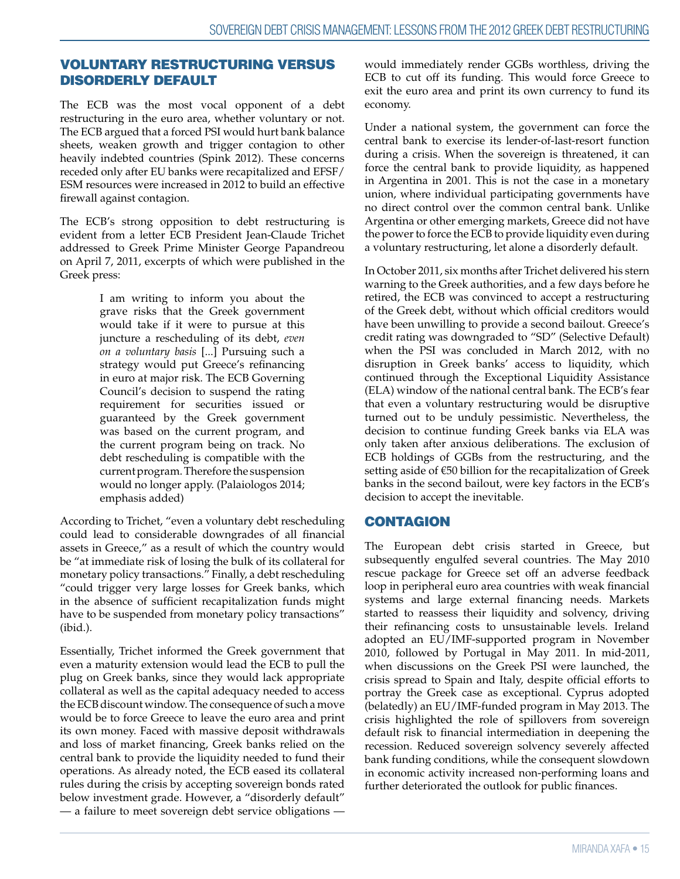## VOLUNTARY RESTRUCTURING VERSUS DISORDERLY DEFAULT

The ECB was the most vocal opponent of a debt restructuring in the euro area, whether voluntary or not. The ECB argued that a forced PSI would hurt bank balance sheets, weaken growth and trigger contagion to other heavily indebted countries (Spink 2012). These concerns receded only after EU banks were recapitalized and EFSF/ESM resources were increased in 2012 to build an effective firewall against contagion.

The ECB's strong opposition to debt restructuring is evident from a letter ECB President Jean-Claude Trichet addressed to Greek Prime Minister George Papandreou on April 7, 2011, excerpts of which were published in the Greek press:

> I am writing to inform you about the grave risks that the Greek government would take if it were to pursue at this juncture a rescheduling of its debt, *even on a voluntary basis* [...] Pursuing such a strategy would put Greece's refinancing in euro at major risk. The ECB Governing Council's decision to suspend the rating requirement for securities issued or guaranteed by the Greek government was based on the current program, and the current program being on track. No debt rescheduling is compatible with the current program. Therefore the suspension would no longer apply. (Palaiologos 2014; emphasis added)

According to Trichet, "even a voluntary debt rescheduling could lead to considerable downgrades of all financial assets in Greece," as a result of which the country would be "at immediate risk of losing the bulk of its collateral for monetary policy transactions." Finally, a debt rescheduling "could trigger very large losses for Greek banks, which in the absence of sufficient recapitalization funds might have to be suspended from monetary policy transactions" (ibid.).

Essentially, Trichet informed the Greek government that even a maturity extension would lead the ECB to pull the plug on Greek banks, since they would lack appropriate collateral as well as the capital adequacy needed to access the ECB discount window. The consequence of such a move would be to force Greece to leave the euro area and print its own money. Faced with massive deposit withdrawals and loss of market financing, Greek banks relied on the central bank to provide the liquidity needed to fund their operations. As already noted, the ECB eased its collateral rules during the crisis by accepting sovereign bonds rated below investment grade. However, a "disorderly default" — a failure to meet sovereign debt service obligations — would immediately render GGBs worthless, driving the ECB to cut off its funding. This would force Greece to exit the euro area and print its own currency to fund its economy.

Under a national system, the government can force the central bank to exercise its lender-of-last-resort function during a crisis. When the sovereign is threatened, it can force the central bank to provide liquidity, as happened in Argentina in 2001. This is not the case in a monetary union, where individual participating governments have no direct control over the common central bank. Unlike Argentina or other emerging markets, Greece did not have the power to force the ECB to provide liquidity even during a voluntary restructuring, let alone a disorderly default.

In October 2011, six months after Trichet delivered his stern warning to the Greek authorities, and a few days before he retired, the ECB was convinced to accept a restructuring of the Greek debt, without which official creditors would have been unwilling to provide a second bailout. Greece's credit rating was downgraded to "SD" (Selective Default) when the PSI was concluded in March 2012, with no disruption in Greek banks' access to liquidity, which continued through the Exceptional Liquidity Assistance (ELA) window of the national central bank. The ECB's fear that even a voluntary restructuring would be disruptive turned out to be unduly pessimistic. Nevertheless, the decision to continue funding Greek banks via ELA was only taken after anxious deliberations. The exclusion of ECB holdings of GGBs from the restructuring, and the setting aside of €50 billion for the recapitalization of Greek banks in the second bailout, were key factors in the ECB's decision to accept the inevitable.

## CONTAGION

The European debt crisis started in Greece, but subsequently engulfed several countries. The May 2010 rescue package for Greece set off an adverse feedback loop in peripheral euro area countries with weak financial systems and large external financing needs. Markets started to reassess their liquidity and solvency, driving their refinancing costs to unsustainable levels. Ireland adopted an EU/IMF-supported program in November 2010, followed by Portugal in May 2011. In mid-2011, when discussions on the Greek PSI were launched, the crisis spread to Spain and Italy, despite official efforts to portray the Greek case as exceptional. Cyprus adopted (belatedly) an EU/IMF-funded program in May 2013. The crisis highlighted the role of spillovers from sovereign default risk to financial intermediation in deepening the recession. Reduced sovereign solvency severely affected bank funding conditions, while the consequent slowdown in economic activity increased non-performing loans and further deteriorated the outlook for public finances.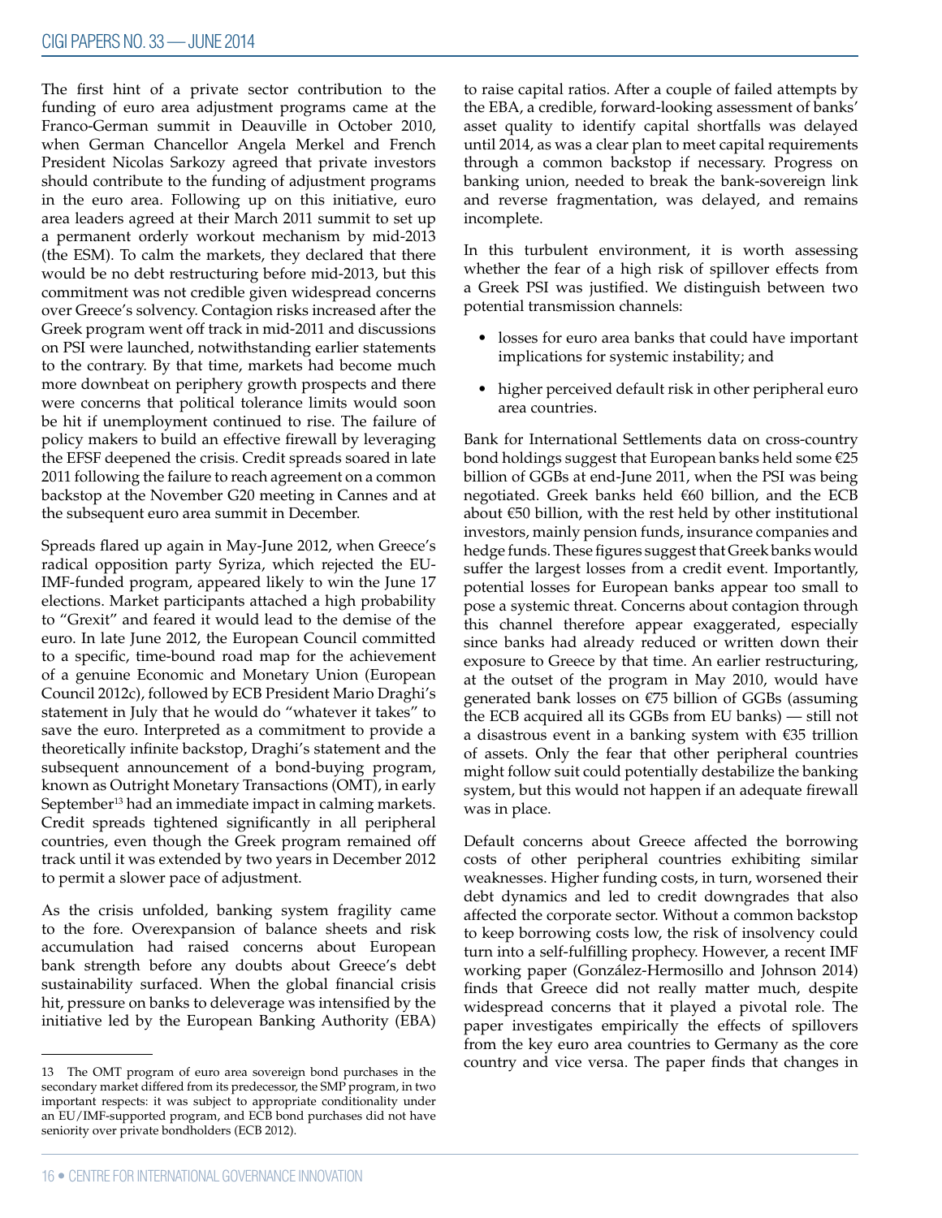The first hint of a private sector contribution to the funding of euro area adjustment programs came at the Franco-German summit in Deauville in October 2010, when German Chancellor Angela Merkel and French President Nicolas Sarkozy agreed that private investors should contribute to the funding of adjustment programs in the euro area. Following up on this initiative, euro area leaders agreed at their March 2011 summit to set up a permanent orderly workout mechanism by mid-2013 (the ESM). To calm the markets, they declared that there would be no debt restructuring before mid-2013, but this commitment was not credible given widespread concerns over Greece's solvency. Contagion risks increased after the Greek program went off track in mid-2011 and discussions on PSI were launched, notwithstanding earlier statements to the contrary. By that time, markets had become much more downbeat on periphery growth prospects and there were concerns that political tolerance limits would soon be hit if unemployment continued to rise. The failure of policy makers to build an effective firewall by leveraging the EFSF deepened the crisis. Credit spreads soared in late 2011 following the failure to reach agreement on a common backstop at the November G20 meeting in Cannes and at the subsequent euro area summit in December.

Spreads flared up again in May-June 2012, when Greece's radical opposition party Syriza, which rejected the EU-IMF-funded program, appeared likely to win the June 17 elections. Market participants attached a high probability to "Grexit" and feared it would lead to the demise of the euro. In late June 2012, the European Council committed to a specific, time-bound road map for the achievement of a genuine Economic and Monetary Union (European Council 2012c), followed by ECB President Mario Draghi's statement in July that he would do "whatever it takes" to save the euro. Interpreted as a commitment to provide a theoretically infinite backstop, Draghi's statement and the subsequent announcement of a bond-buying program, known as Outright Monetary Transactions (OMT), in early September[13] had an immediate impact in calming markets. Credit spreads tightened significantly in all peripheral countries, even though the Greek program remained off track until it was extended by two years in December 2012 to permit a slower pace of adjustment.

As the crisis unfolded, banking system fragility came to the fore. Overexpansion of balance sheets and risk accumulation had raised concerns about European bank strength before any doubts about Greece's debt sustainability surfaced. When the global financial crisis hit, pressure on banks to deleverage was intensified by the initiative led by the European Banking Authority (EBA) to raise capital ratios. After a couple of failed attempts by the EBA, a credible, forward-looking assessment of banks' asset quality to identify capital shortfalls was delayed until 2014, as was a clear plan to meet capital requirements through a common backstop if necessary. Progress on banking union, needed to break the bank-sovereign link and reverse fragmentation, was delayed, and remains incomplete.

In this turbulent environment, it is worth assessing whether the fear of a high risk of spillover effects from a Greek PSI was justified. We distinguish between two potential transmission channels:

- losses for euro area banks that could have important implications for systemic instability; and
- higher perceived default risk in other peripheral euro area countries.

Bank for International Settlements data on cross-country bond holdings suggest that European banks held some €25 billion of GGBs at end-June 2011, when the PSI was being negotiated. Greek banks held €60 billion, and the ECB about €50 billion, with the rest held by other institutional investors, mainly pension funds, insurance companies and hedge funds. These figures suggest that Greek banks would suffer the largest losses from a credit event. Importantly, potential losses for European banks appear too small to pose a systemic threat. Concerns about contagion through this channel therefore appear exaggerated, especially since banks had already reduced or written down their exposure to Greece by that time. An earlier restructuring, at the outset of the program in May 2010, would have generated bank losses on €75 billion of GGBs (assuming the ECB acquired all its GGBs from EU banks) — still not a disastrous event in a banking system with €35 trillion of assets. Only the fear that other peripheral countries might follow suit could potentially destabilize the banking system, but this would not happen if an adequate firewall was in place.

Default concerns about Greece affected the borrowing costs of other peripheral countries exhibiting similar weaknesses. Higher funding costs, in turn, worsened their debt dynamics and led to credit downgrades that also affected the corporate sector. Without a common backstop to keep borrowing costs low, the risk of insolvency could turn into a self-fulfilling prophecy. However, a recent IMF working paper (González-Hermosillo and Johnson 2014) finds that Greece did not really matter much, despite widespread concerns that it played a pivotal role. The paper investigates empirically the effects of spillovers from the key euro area countries to Germany as the core country and vice versa. The paper finds that changes in

13 The OMT program of euro area sovereign bond purchases in the secondary market differed from its predecessor, the SMP program, in two important respects: it was subject to appropriate conditionality under an EU/IMF-supported program, and ECB bond purchases did not have seniority over private bondholders (ECB 2012).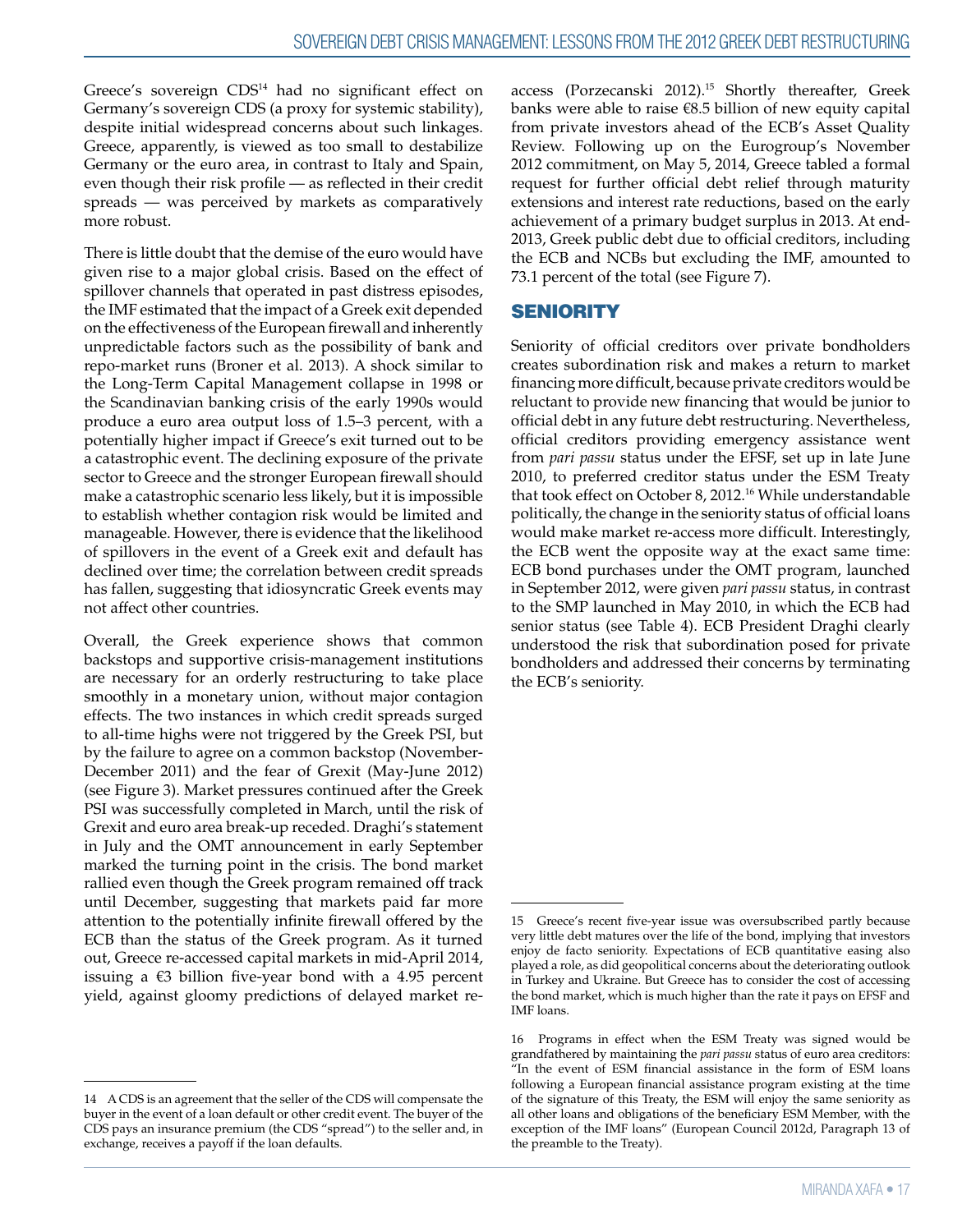Greece's sovereign CDS[14] had no significant effect on Germany's sovereign CDS (a proxy for systemic stability), despite initial widespread concerns about such linkages. Greece, apparently, is viewed as too small to destabilize Germany or the euro area, in contrast to Italy and Spain, even though their risk profile — as reflected in their credit spreads — was perceived by markets as comparatively more robust.

There is little doubt that the demise of the euro would have given rise to a major global crisis. Based on the effect of spillover channels that operated in past distress episodes, the IMF estimated that the impact of a Greek exit depended on the effectiveness of the European firewall and inherently unpredictable factors such as the possibility of bank and repo-market runs (Broner et al. 2013). A shock similar to the Long-Term Capital Management collapse in 1998 or the Scandinavian banking crisis of the early 1990s would produce a euro area output loss of 1.5–3 percent, with a potentially higher impact if Greece's exit turned out to be a catastrophic event. The declining exposure of the private sector to Greece and the stronger European firewall should make a catastrophic scenario less likely, but it is impossible to establish whether contagion risk would be limited and manageable. However, there is evidence that the likelihood of spillovers in the event of a Greek exit and default has declined over time; the correlation between credit spreads has fallen, suggesting that idiosyncratic Greek events may not affect other countries.

Overall, the Greek experience shows that common backstops and supportive crisis-management institutions are necessary for an orderly restructuring to take place smoothly in a monetary union, without major contagion effects. The two instances in which credit spreads surged to all-time highs were not triggered by the Greek PSI, but by the failure to agree on a common backstop (November-December 2011) and the fear of Grexit (May-June 2012) (see Figure 3). Market pressures continued after the Greek PSI was successfully completed in March, until the risk of Grexit and euro area break-up receded. Draghi's statement in July and the OMT announcement in early September marked the turning point in the crisis. The bond market rallied even though the Greek program remained off track until December, suggesting that markets paid far more attention to the potentially infinite firewall offered by the ECB than the status of the Greek program. As it turned out, Greece re-accessed capital markets in mid-April 2014, issuing a €3 billion five-year bond with a 4.95 percent yield, against gloomy predictions of delayed market re-access (Porzecanski 2012).[15] Shortly thereafter, Greek banks were able to raise €8.5 billion of new equity capital from private investors ahead of the ECB's Asset Quality Review. Following up on the Eurogroup's November 2012 commitment, on May 5, 2014, Greece tabled a formal request for further official debt relief through maturity extensions and interest rate reductions, based on the early achievement of a primary budget surplus in 2013. At end-2013, Greek public debt due to official creditors, including the ECB and NCBs but excluding the IMF, amounted to 73.1 percent of the total (see Figure 7).

## SENIORITY

Seniority of official creditors over private bondholders creates subordination risk and makes a return to market financing more difficult, because private creditors would be reluctant to provide new financing that would be junior to official debt in any future debt restructuring. Nevertheless, official creditors providing emergency assistance went from *pari passu* status under the EFSF, set up in late June 2010, to preferred creditor status under the ESM Treaty that took effect on October 8, 2012.[16] While understandable politically, the change in the seniority status of official loans would make market re-access more difficult. Interestingly, the ECB went the opposite way at the exact same time: ECB bond purchases under the OMT program, launched in September 2012, were given *pari passu* status, in contrast to the SMP launched in May 2010, in which the ECB had senior status (see Table 4). ECB President Draghi clearly understood the risk that subordination posed for private bondholders and addressed their concerns by terminating the ECB's seniority.

---

14 A CDS is an agreement that the seller of the CDS will compensate the buyer in the event of a loan default or other credit event. The buyer of the CDS pays an insurance premium (the CDS "spread") to the seller and, in exchange, receives a payoff if the loan defaults.

15 Greece's recent five-year issue was oversubscribed partly because very little debt matures over the life of the bond, implying that investors enjoy de facto seniority. Expectations of ECB quantitative easing also played a role, as did geopolitical concerns about the deteriorating outlook in Turkey and Ukraine. But Greece has to consider the cost of accessing the bond market, which is much higher than the rate it pays on EFSF and IMF loans.

16 Programs in effect when the ESM Treaty was signed would be grandfathered by maintaining the *pari passu* status of euro area creditors: "In the event of ESM financial assistance in the form of ESM loans following a European financial assistance program existing at the time of the signature of this Treaty, the ESM will enjoy the same seniority as all other loans and obligations of the beneficiary ESM Member, with the exception of the IMF loans" (European Council 2012d, Paragraph 13 of the preamble to the Treaty).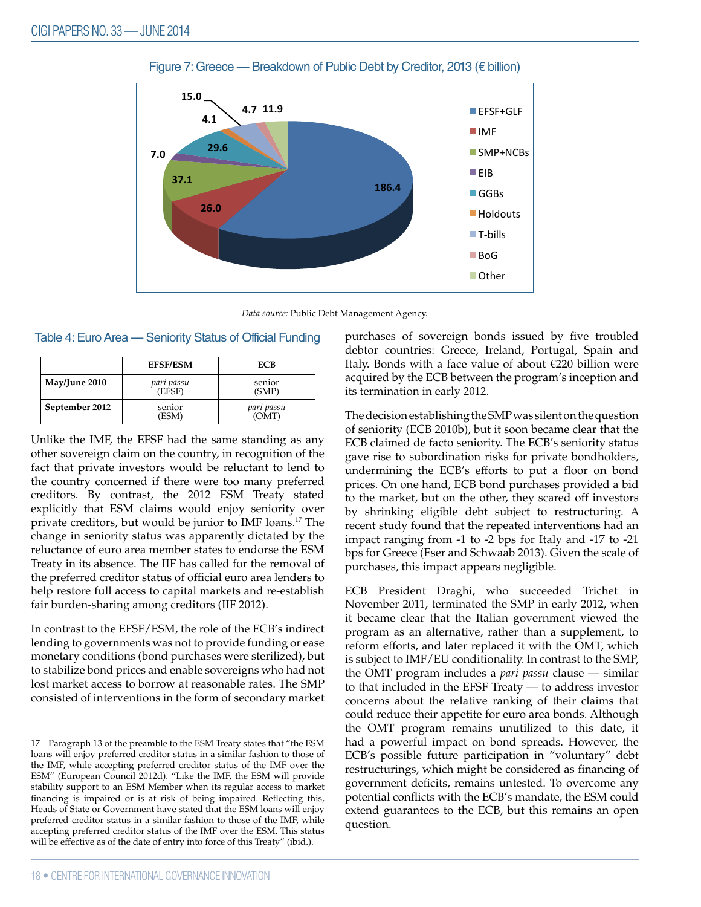Figure 7: Greece — Breakdown of Public Debt by Creditor, 2013 (€ billion)

| Creditor | € billion |
|---|---|
| EFSF+GLF | 186.4 |
| IMF | 26.0 |
| SMP+NCBs | 37.1 |
| EIB | 7.0 |
| GGBs | 29.6 |
| Holdouts | 4.1 |
| T-bills | 15.0 |
| BoG | 4.7 |
| Other | 11.9 |

*Data source:* Public Debt Management Agency.

Table 4: Euro Area — Seniority Status of Official Funding

| | EFSF/ESM | ECB |
|---|---|---|
| **May/June 2010** | *pari passu* (EFSF) | senior (SMP) |
| **September 2012** | senior (ESM) | *pari passu* (OMT) |

Unlike the IMF, the EFSF had the same standing as any other sovereign claim on the country, in recognition of the fact that private investors would be reluctant to lend to the country concerned if there were too many preferred creditors. By contrast, the 2012 ESM Treaty stated explicitly that ESM claims would enjoy seniority over private creditors, but would be junior to IMF loans.[17] The change in seniority status was apparently dictated by the reluctance of euro area member states to endorse the ESM Treaty in its absence. The IIF has called for the removal of the preferred creditor status of official euro area lenders to help restore full access to capital markets and re-establish fair burden-sharing among creditors (IIF 2012).

In contrast to the EFSF/ESM, the role of the ECB's indirect lending to governments was not to provide funding or ease monetary conditions (bond purchases were sterilized), but to stabilize bond prices and enable sovereigns who had not lost market access to borrow at reasonable rates. The SMP consisted of interventions in the form of secondary market purchases of sovereign bonds issued by five troubled debtor countries: Greece, Ireland, Portugal, Spain and Italy. Bonds with a face value of about €220 billion were acquired by the ECB between the program's inception and its termination in early 2012.

The decision establishing the SMP was silent on the question of seniority (ECB 2010b), but it soon became clear that the ECB claimed de facto seniority. The ECB's seniority status gave rise to subordination risks for private bondholders, undermining the ECB's efforts to put a floor on bond prices. On one hand, ECB bond purchases provided a bid to the market, but on the other, they scared off investors by shrinking eligible debt subject to restructuring. A recent study found that the repeated interventions had an impact ranging from -1 to -2 bps for Italy and -17 to -21 bps for Greece (Eser and Schwaab 2013). Given the scale of purchases, this impact appears negligible.

ECB President Draghi, who succeeded Trichet in November 2011, terminated the SMP in early 2012, when it became clear that the Italian government viewed the program as an alternative, rather than a supplement, to reform efforts, and later replaced it with the OMT, which is subject to IMF/EU conditionality. In contrast to the SMP, the OMT program includes a *pari passu* clause — similar to that included in the EFSF Treaty — to address investor concerns about the relative ranking of their claims that could reduce their appetite for euro area bonds. Although the OMT program remains unutilized to this date, it had a powerful impact on bond spreads. However, the ECB's possible future participation in "voluntary" debt restructurings, which might be considered as financing of government deficits, remains untested. To overcome any potential conflicts with the ECB's mandate, the ESM could extend guarantees to the ECB, but this remains an open question.

---

17 Paragraph 13 of the preamble to the ESM Treaty states that "the ESM loans will enjoy preferred creditor status in a similar fashion to those of the IMF, while accepting preferred creditor status of the IMF over the ESM" (European Council 2012d). "Like the IMF, the ESM will provide stability support to an ESM Member when its regular access to market financing is impaired or is at risk of being impaired. Reflecting this, Heads of State or Government have stated that the ESM loans will enjoy preferred creditor status in a similar fashion to those of the IMF, while accepting preferred creditor status of the IMF over the ESM. This status will be effective as of the date of entry into force of this Treaty" (ibid.).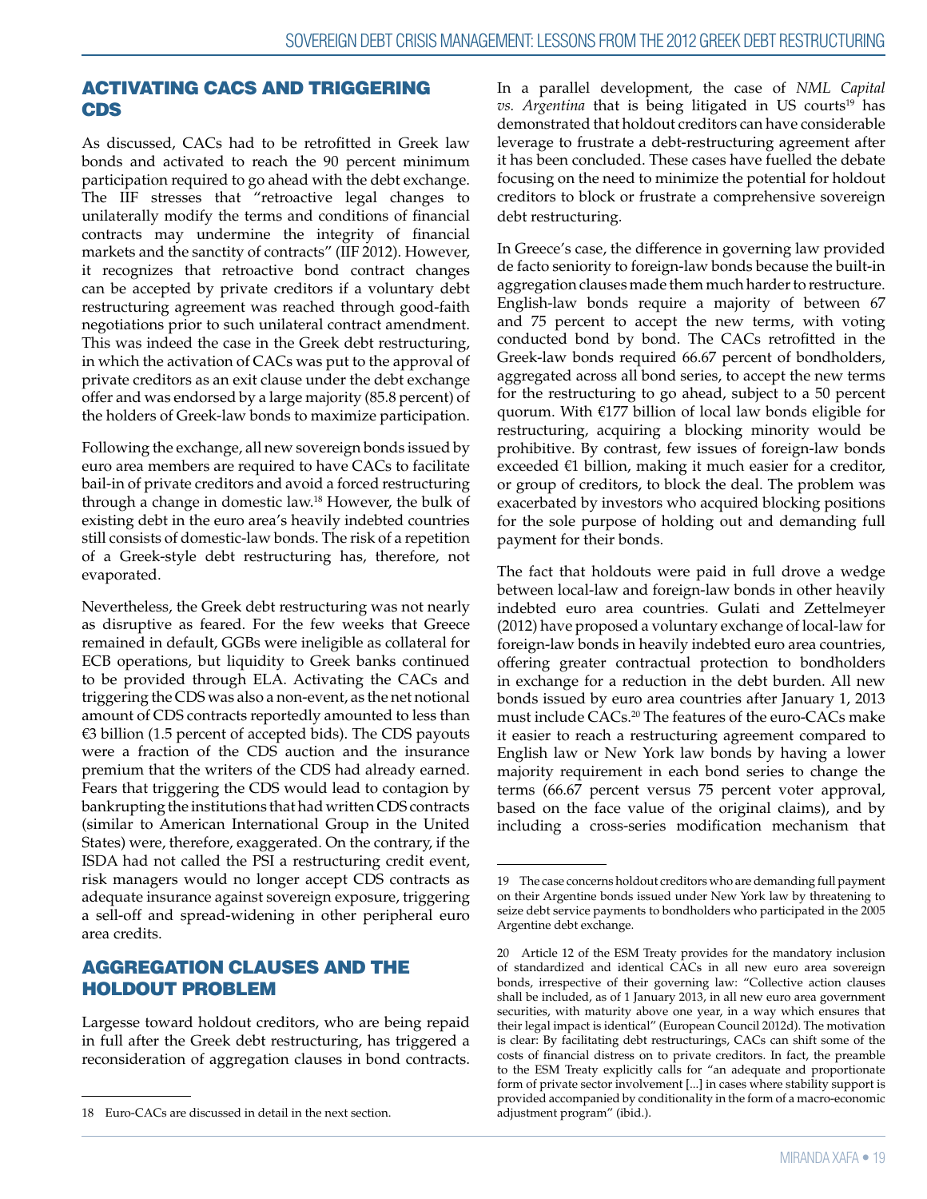## ACTIVATING CACS AND TRIGGERING CDS

As discussed, CACs had to be retrofitted in Greek law bonds and activated to reach the 90 percent minimum participation required to go ahead with the debt exchange. The IIF stresses that "retroactive legal changes to unilaterally modify the terms and conditions of financial contracts may undermine the integrity of financial markets and the sanctity of contracts" (IIF 2012). However, it recognizes that retroactive bond contract changes can be accepted by private creditors if a voluntary debt restructuring agreement was reached through good-faith negotiations prior to such unilateral contract amendment. This was indeed the case in the Greek debt restructuring, in which the activation of CACs was put to the approval of private creditors as an exit clause under the debt exchange offer and was endorsed by a large majority (85.8 percent) of the holders of Greek-law bonds to maximize participation.

Following the exchange, all new sovereign bonds issued by euro area members are required to have CACs to facilitate bail-in of private creditors and avoid a forced restructuring through a change in domestic law.[18] However, the bulk of existing debt in the euro area's heavily indebted countries still consists of domestic-law bonds. The risk of a repetition of a Greek-style debt restructuring has, therefore, not evaporated.

Nevertheless, the Greek debt restructuring was not nearly as disruptive as feared. For the few weeks that Greece remained in default, GGBs were ineligible as collateral for ECB operations, but liquidity to Greek banks continued to be provided through ELA. Activating the CACs and triggering the CDS was also a non-event, as the net notional amount of CDS contracts reportedly amounted to less than €3 billion (1.5 percent of accepted bids). The CDS payouts were a fraction of the CDS auction and the insurance premium that the writers of the CDS had already earned. Fears that triggering the CDS would lead to contagion by bankrupting the institutions that had written CDS contracts (similar to American International Group in the United States) were, therefore, exaggerated. On the contrary, if the ISDA had not called the PSI a restructuring credit event, risk managers would no longer accept CDS contracts as adequate insurance against sovereign exposure, triggering a sell-off and spread-widening in other peripheral euro area credits.

## AGGREGATION CLAUSES AND THE HOLDOUT PROBLEM

Largesse toward holdout creditors, who are being repaid in full after the Greek debt restructuring, has triggered a reconsideration of aggregation clauses in bond contracts. In a parallel development, the case of *NML Capital vs. Argentina* that is being litigated in US courts[19] has demonstrated that holdout creditors can have considerable leverage to frustrate a debt-restructuring agreement after it has been concluded. These cases have fuelled the debate focusing on the need to minimize the potential for holdout creditors to block or frustrate a comprehensive sovereign debt restructuring.

In Greece's case, the difference in governing law provided de facto seniority to foreign-law bonds because the built-in aggregation clauses made them much harder to restructure. English-law bonds require a majority of between 67 and 75 percent to accept the new terms, with voting conducted bond by bond. The CACs retrofitted in the Greek-law bonds required 66.67 percent of bondholders, aggregated across all bond series, to accept the new terms for the restructuring to go ahead, subject to a 50 percent quorum. With €177 billion of local law bonds eligible for restructuring, acquiring a blocking minority would be prohibitive. By contrast, few issues of foreign-law bonds exceeded €1 billion, making it much easier for a creditor, or group of creditors, to block the deal. The problem was exacerbated by investors who acquired blocking positions for the sole purpose of holding out and demanding full payment for their bonds.

The fact that holdouts were paid in full drove a wedge between local-law and foreign-law bonds in other heavily indebted euro area countries. Gulati and Zettelmeyer (2012) have proposed a voluntary exchange of local-law for foreign-law bonds in heavily indebted euro area countries, offering greater contractual protection to bondholders in exchange for a reduction in the debt burden. All new bonds issued by euro area countries after January 1, 2013 must include CACs.[20] The features of the euro-CACs make it easier to reach a restructuring agreement compared to English law or New York law bonds by having a lower majority requirement in each bond series to change the terms (66.67 percent versus 75 percent voter approval, based on the face value of the original claims), and by including a cross-series modification mechanism that

---

18 Euro-CACs are discussed in detail in the next section.

19 The case concerns holdout creditors who are demanding full payment on their Argentine bonds issued under New York law by threatening to seize debt service payments to bondholders who participated in the 2005 Argentine debt exchange.

20 Article 12 of the ESM Treaty provides for the mandatory inclusion of standardized and identical CACs in all new euro area sovereign bonds, irrespective of their governing law: "Collective action clauses shall be included, as of 1 January 2013, in all new euro area government securities, with maturity above one year, in a way which ensures that their legal impact is identical" (European Council 2012d). The motivation is clear: By facilitating debt restructurings, CACs can shift some of the costs of financial distress on to private creditors. In fact, the preamble to the ESM Treaty explicitly calls for "an adequate and proportionate form of private sector involvement [...] in cases where stability support is provided accompanied by conditionality in the form of a macro-economic adjustment program" (ibid.).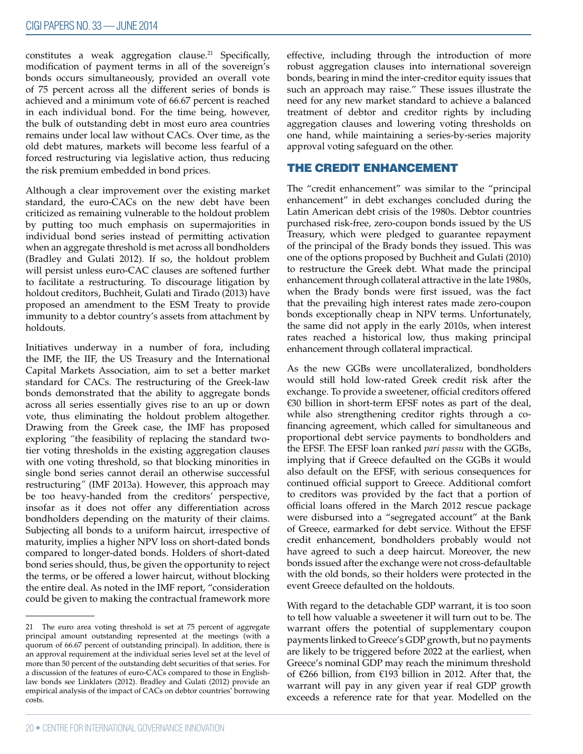constitutes a weak aggregation clause.[21] Specifically, modification of payment terms in all of the sovereign's bonds occurs simultaneously, provided an overall vote of 75 percent across all the different series of bonds is achieved and a minimum vote of 66.67 percent is reached in each individual bond. For the time being, however, the bulk of outstanding debt in most euro area countries remains under local law without CACs. Over time, as the old debt matures, markets will become less fearful of a forced restructuring via legislative action, thus reducing the risk premium embedded in bond prices.

Although a clear improvement over the existing market standard, the euro-CACs on the new debt have been criticized as remaining vulnerable to the holdout problem by putting too much emphasis on supermajorities in individual bond series instead of permitting activation when an aggregate threshold is met across all bondholders (Bradley and Gulati 2012). If so, the holdout problem will persist unless euro-CAC clauses are softened further to facilitate a restructuring. To discourage litigation by holdout creditors, Buchheit, Gulati and Tirado (2013) have proposed an amendment to the ESM Treaty to provide immunity to a debtor country's assets from attachment by holdouts.

Initiatives underway in a number of fora, including the IMF, the IIF, the US Treasury and the International Capital Markets Association, aim to set a better market standard for CACs. The restructuring of the Greek-law bonds demonstrated that the ability to aggregate bonds across all series essentially gives rise to an up or down vote, thus eliminating the holdout problem altogether. Drawing from the Greek case, the IMF has proposed exploring "the feasibility of replacing the standard two-tier voting thresholds in the existing aggregation clauses with one voting threshold, so that blocking minorities in single bond series cannot derail an otherwise successful restructuring" (IMF 2013a). However, this approach may be too heavy-handed from the creditors' perspective, insofar as it does not offer any differentiation across bondholders depending on the maturity of their claims. Subjecting all bonds to a uniform haircut, irrespective of maturity, implies a higher NPV loss on short-dated bonds compared to longer-dated bonds. Holders of short-dated bond series should, thus, be given the opportunity to reject the terms, or be offered a lower haircut, without blocking the entire deal. As noted in the IMF report, "consideration could be given to making the contractual framework more effective, including through the introduction of more robust aggregation clauses into international sovereign bonds, bearing in mind the inter-creditor equity issues that such an approach may raise." These issues illustrate the need for any new market standard to achieve a balanced treatment of debtor and creditor rights by including aggregation clauses and lowering voting thresholds on one hand, while maintaining a series-by-series majority approval voting safeguard on the other.

## THE CREDIT ENHANCEMENT

The "credit enhancement" was similar to the "principal enhancement" in debt exchanges concluded during the Latin American debt crisis of the 1980s. Debtor countries purchased risk-free, zero-coupon bonds issued by the US Treasury, which were pledged to guarantee repayment of the principal of the Brady bonds they issued. This was one of the options proposed by Buchheit and Gulati (2010) to restructure the Greek debt. What made the principal enhancement through collateral attractive in the late 1980s, when the Brady bonds were first issued, was the fact that the prevailing high interest rates made zero-coupon bonds exceptionally cheap in NPV terms. Unfortunately, the same did not apply in the early 2010s, when interest rates reached a historical low, thus making principal enhancement through collateral impractical.

As the new GGBs were uncollateralized, bondholders would still hold low-rated Greek credit risk after the exchange. To provide a sweetener, official creditors offered €30 billion in short-term EFSF notes as part of the deal, while also strengthening creditor rights through a co-financing agreement, which called for simultaneous and proportional debt service payments to bondholders and the EFSF. The EFSF loan ranked *pari passu* with the GGBs, implying that if Greece defaulted on the GGBs it would also default on the EFSF, with serious consequences for continued official support to Greece. Additional comfort to creditors was provided by the fact that a portion of official loans offered in the March 2012 rescue package were disbursed into a "segregated account" at the Bank of Greece, earmarked for debt service. Without the EFSF credit enhancement, bondholders probably would not have agreed to such a deep haircut. Moreover, the new bonds issued after the exchange were not cross-defaultable with the old bonds, so their holders were protected in the event Greece defaulted on the holdouts.

With regard to the detachable GDP warrant, it is too soon to tell how valuable a sweetener it will turn out to be. The warrant offers the potential of supplementary coupon payments linked to Greece's GDP growth, but no payments are likely to be triggered before 2022 at the earliest, when Greece's nominal GDP may reach the minimum threshold of €266 billion, from €193 billion in 2012. After that, the warrant will pay in any given year if real GDP growth exceeds a reference rate for that year. Modelled on the

---

[21] The euro area voting threshold is set at 75 percent of aggregate principal amount outstanding represented at the meetings (with a quorum of 66.67 percent of outstanding principal). In addition, there is an approval requirement at the individual series level set at the level of more than 50 percent of the outstanding debt securities of that series. For a discussion of the features of euro-CACs compared to those in English-law bonds see Linklaters (2012). Bradley and Gulati (2012) provide an empirical analysis of the impact of CACs on debtor countries' borrowing costs.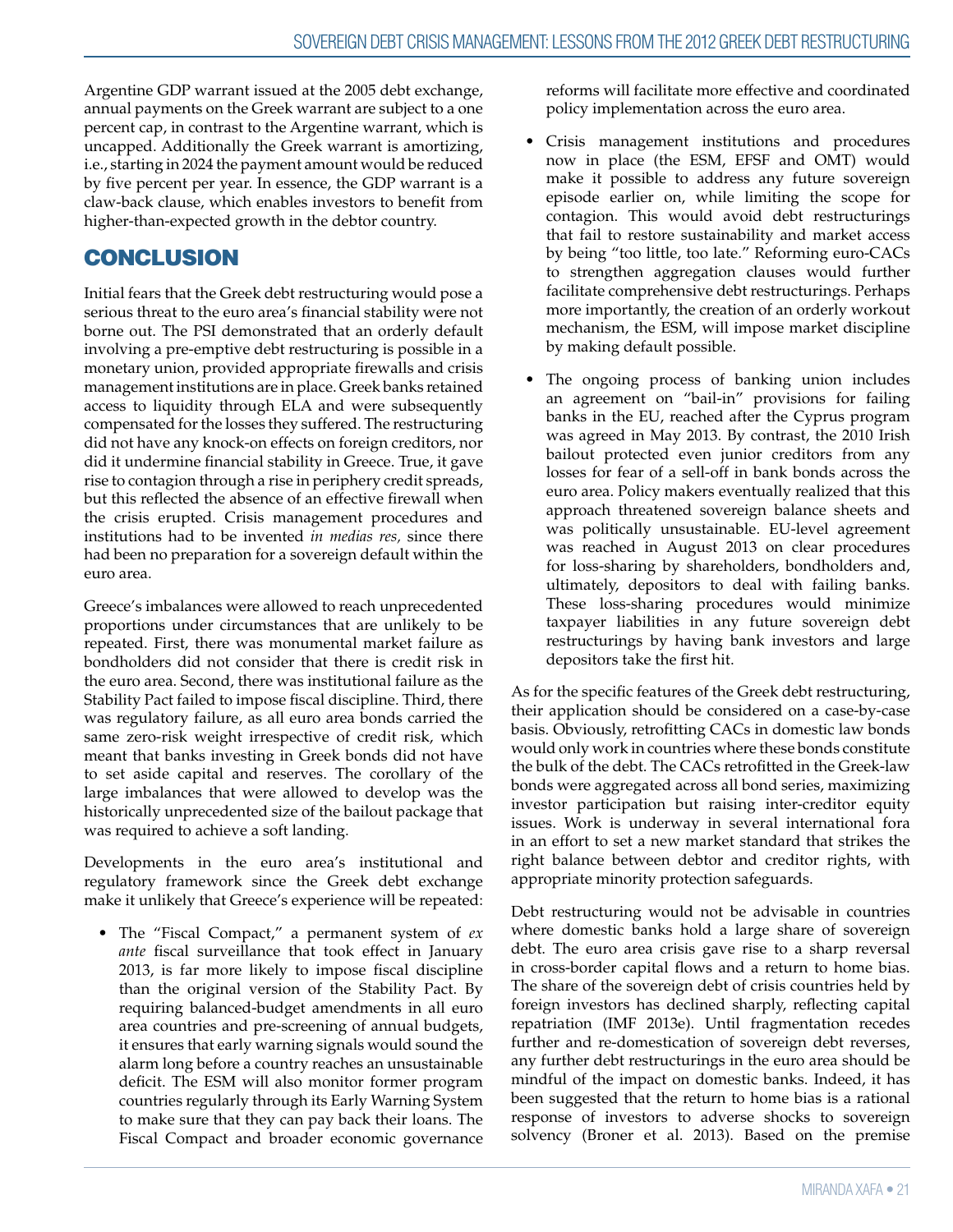Argentine GDP warrant issued at the 2005 debt exchange, annual payments on the Greek warrant are subject to a one percent cap, in contrast to the Argentine warrant, which is uncapped. Additionally the Greek warrant is amortizing, i.e., starting in 2024 the payment amount would be reduced by five percent per year. In essence, the GDP warrant is a claw-back clause, which enables investors to benefit from higher-than-expected growth in the debtor country.

## CONCLUSION

Initial fears that the Greek debt restructuring would pose a serious threat to the euro area's financial stability were not borne out. The PSI demonstrated that an orderly default involving a pre-emptive debt restructuring is possible in a monetary union, provided appropriate firewalls and crisis management institutions are in place. Greek banks retained access to liquidity through ELA and were subsequently compensated for the losses they suffered. The restructuring did not have any knock-on effects on foreign creditors, nor did it undermine financial stability in Greece. True, it gave rise to contagion through a rise in periphery credit spreads, but this reflected the absence of an effective firewall when the crisis erupted. Crisis management procedures and institutions had to be invented *in medias res,* since there had been no preparation for a sovereign default within the euro area.

Greece's imbalances were allowed to reach unprecedented proportions under circumstances that are unlikely to be repeated. First, there was monumental market failure as bondholders did not consider that there is credit risk in the euro area. Second, there was institutional failure as the Stability Pact failed to impose fiscal discipline. Third, there was regulatory failure, as all euro area bonds carried the same zero-risk weight irrespective of credit risk, which meant that banks investing in Greek bonds did not have to set aside capital and reserves. The corollary of the large imbalances that were allowed to develop was the historically unprecedented size of the bailout package that was required to achieve a soft landing.

Developments in the euro area's institutional and regulatory framework since the Greek debt exchange make it unlikely that Greece's experience will be repeated:

- The "Fiscal Compact," a permanent system of *ex ante* fiscal surveillance that took effect in January 2013, is far more likely to impose fiscal discipline than the original version of the Stability Pact. By requiring balanced-budget amendments in all euro area countries and pre-screening of annual budgets, it ensures that early warning signals would sound the alarm long before a country reaches an unsustainable deficit. The ESM will also monitor former program countries regularly through its Early Warning System to make sure that they can pay back their loans. The Fiscal Compact and broader economic governance reforms will facilitate more effective and coordinated policy implementation across the euro area.
- Crisis management institutions and procedures now in place (the ESM, EFSF and OMT) would make it possible to address any future sovereign episode earlier on, while limiting the scope for contagion. This would avoid debt restructurings that fail to restore sustainability and market access by being "too little, too late." Reforming euro-CACs to strengthen aggregation clauses would further facilitate comprehensive debt restructurings. Perhaps more importantly, the creation of an orderly workout mechanism, the ESM, will impose market discipline by making default possible.
- The ongoing process of banking union includes an agreement on "bail-in" provisions for failing banks in the EU, reached after the Cyprus program was agreed in May 2013. By contrast, the 2010 Irish bailout protected even junior creditors from any losses for fear of a sell-off in bank bonds across the euro area. Policy makers eventually realized that this approach threatened sovereign balance sheets and was politically unsustainable. EU-level agreement was reached in August 2013 on clear procedures for loss-sharing by shareholders, bondholders and, ultimately, depositors to deal with failing banks. These loss-sharing procedures would minimize taxpayer liabilities in any future sovereign debt restructurings by having bank investors and large depositors take the first hit.

As for the specific features of the Greek debt restructuring, their application should be considered on a case-by-case basis. Obviously, retrofitting CACs in domestic law bonds would only work in countries where these bonds constitute the bulk of the debt. The CACs retrofitted in the Greek-law bonds were aggregated across all bond series, maximizing investor participation but raising inter-creditor equity issues. Work is underway in several international fora in an effort to set a new market standard that strikes the right balance between debtor and creditor rights, with appropriate minority protection safeguards.

Debt restructuring would not be advisable in countries where domestic banks hold a large share of sovereign debt. The euro area crisis gave rise to a sharp reversal in cross-border capital flows and a return to home bias. The share of the sovereign debt of crisis countries held by foreign investors has declined sharply, reflecting capital repatriation (IMF 2013e). Until fragmentation recedes further and re-domestication of sovereign debt reverses, any further debt restructurings in the euro area should be mindful of the impact on domestic banks. Indeed, it has been suggested that the return to home bias is a rational response of investors to adverse shocks to sovereign solvency (Broner et al. 2013). Based on the premise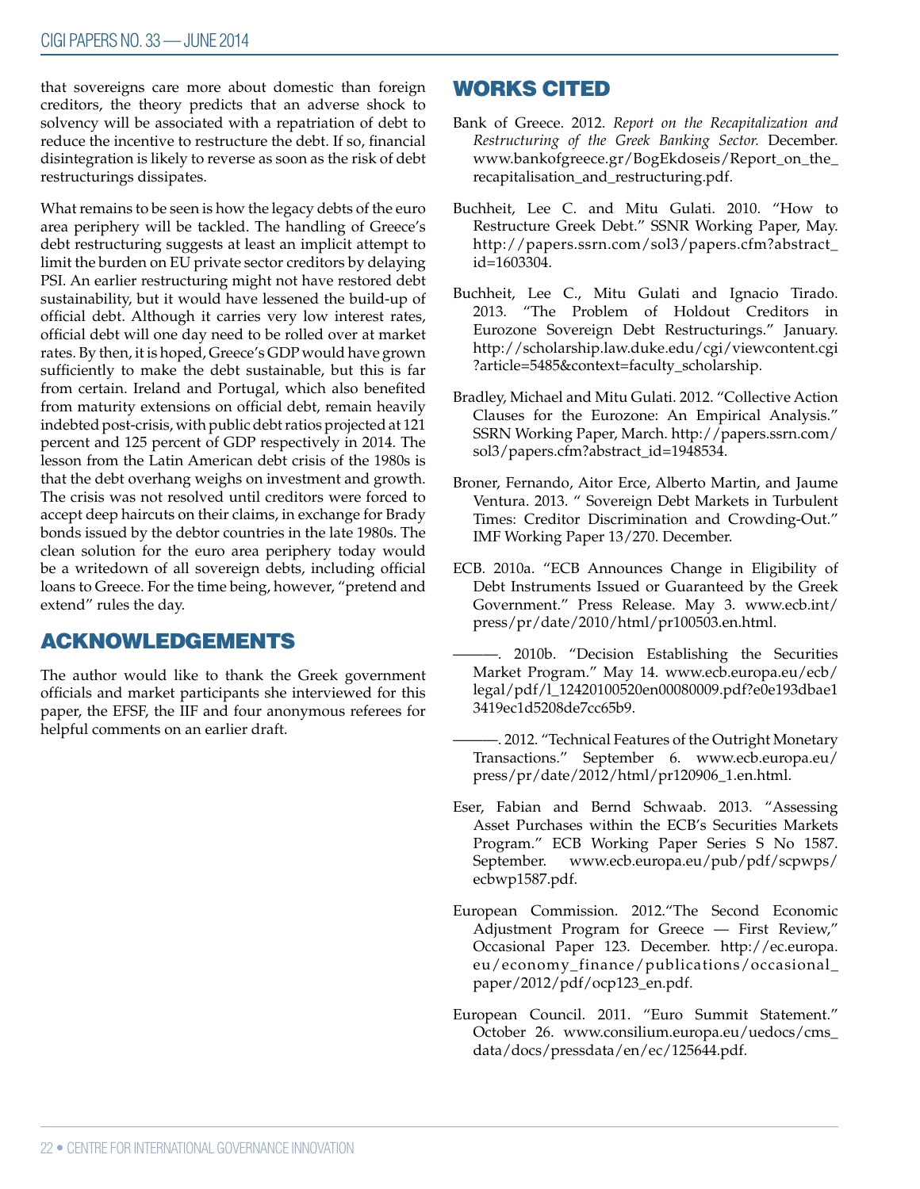that sovereigns care more about domestic than foreign creditors, the theory predicts that an adverse shock to solvency will be associated with a repatriation of debt to reduce the incentive to restructure the debt. If so, financial disintegration is likely to reverse as soon as the risk of debt restructurings dissipates.

What remains to be seen is how the legacy debts of the euro area periphery will be tackled. The handling of Greece's debt restructuring suggests at least an implicit attempt to limit the burden on EU private sector creditors by delaying PSI. An earlier restructuring might not have restored debt sustainability, but it would have lessened the build-up of official debt. Although it carries very low interest rates, official debt will one day need to be rolled over at market rates. By then, it is hoped, Greece's GDP would have grown sufficiently to make the debt sustainable, but this is far from certain. Ireland and Portugal, which also benefited from maturity extensions on official debt, remain heavily indebted post-crisis, with public debt ratios projected at 121 percent and 125 percent of GDP respectively in 2014. The lesson from the Latin American debt crisis of the 1980s is that the debt overhang weighs on investment and growth. The crisis was not resolved until creditors were forced to accept deep haircuts on their claims, in exchange for Brady bonds issued by the debtor countries in the late 1980s. The clean solution for the euro area periphery today would be a writedown of all sovereign debts, including official loans to Greece. For the time being, however, "pretend and extend" rules the day.

## ACKNOWLEDGEMENTS

The author would like to thank the Greek government officials and market participants she interviewed for this paper, the EFSF, the IIF and four anonymous referees for helpful comments on an earlier draft.

## WORKS CITED

Bank of Greece. 2012. *Report on the Recapitalization and Restructuring of the Greek Banking Sector.* December. www.bankofgreece.gr/BogEkdoseis/Report_on_the_recapitalisation_and_restructuring.pdf.

Buchheit, Lee C. and Mitu Gulati. 2010. "How to Restructure Greek Debt." SSNR Working Paper, May. http://papers.ssrn.com/sol3/papers.cfm?abstract_id=1603304.

Buchheit, Lee C., Mitu Gulati and Ignacio Tirado. 2013. "The Problem of Holdout Creditors in Eurozone Sovereign Debt Restructurings." January. http://scholarship.law.duke.edu/cgi/viewcontent.cgi?article=5485&context=faculty_scholarship.

Bradley, Michael and Mitu Gulati. 2012. "Collective Action Clauses for the Eurozone: An Empirical Analysis." SSRN Working Paper, March. http://papers.ssrn.com/sol3/papers.cfm?abstract_id=1948534.

Broner, Fernando, Aitor Erce, Alberto Martin, and Jaume Ventura. 2013. " Sovereign Debt Markets in Turbulent Times: Creditor Discrimination and Crowding-Out." IMF Working Paper 13/270. December.

ECB. 2010a. "ECB Announces Change in Eligibility of Debt Instruments Issued or Guaranteed by the Greek Government." Press Release. May 3. www.ecb.int/press/pr/date/2010/html/pr100503.en.html.

———. 2010b. "Decision Establishing the Securities Market Program." May 14. www.ecb.europa.eu/ecb/legal/pdf/l_12420100520en00080009.pdf?e0e193dbae13419ec1d5208de7cc65b9.

———. 2012. "Technical Features of the Outright Monetary Transactions." September 6. www.ecb.europa.eu/press/pr/date/2012/html/pr120906_1.en.html.

Eser, Fabian and Bernd Schwaab. 2013. "Assessing Asset Purchases within the ECB's Securities Markets Program." ECB Working Paper Series S No 1587. September. www.ecb.europa.eu/pub/pdf/scpwps/ecbwp1587.pdf.

European Commission. 2012."The Second Economic Adjustment Program for Greece — First Review," Occasional Paper 123. December. http://ec.europa.eu/economy_finance/publications/occasional_paper/2012/pdf/ocp123_en.pdf.

European Council. 2011. "Euro Summit Statement." October 26. www.consilium.europa.eu/uedocs/cms_data/docs/pressdata/en/ec/125644.pdf.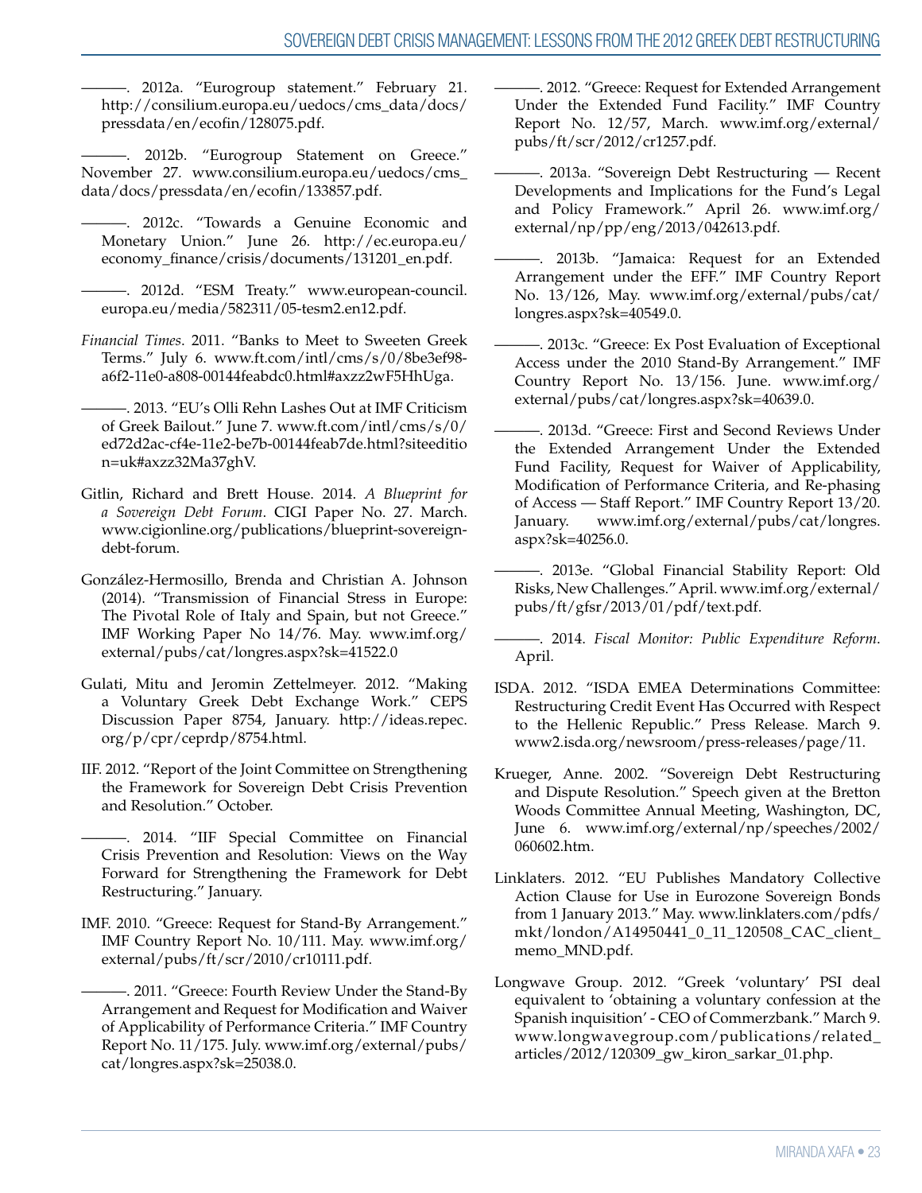———. 2012a. "Eurogroup statement." February 21. http://consilium.europa.eu/uedocs/cms_data/docs/pressdata/en/ecofin/128075.pdf.

———. 2012b. "Eurogroup Statement on Greece." November 27. www.consilium.europa.eu/uedocs/cms_data/docs/pressdata/en/ecofin/133857.pdf.

———. 2012c. "Towards a Genuine Economic and Monetary Union." June 26. http://ec.europa.eu/economy_finance/crisis/documents/131201_en.pdf.

———. 2012d. "ESM Treaty." www.european-council.europa.eu/media/582311/05-tesm2.en12.pdf.

*Financial Times*. 2011. "Banks to Meet to Sweeten Greek Terms." July 6. www.ft.com/intl/cms/s/0/8be3ef98-a6f2-11e0-a808-00144feabdc0.html#axzz2wF5HhUga.

———. 2013. "EU's Olli Rehn Lashes Out at IMF Criticism of Greek Bailout." June 7. www.ft.com/intl/cms/s/0/ed72d2ac-cf4e-11e2-be7b-00144feab7de.html?siteedition=uk#axzz32Ma37ghV.

Gitlin, Richard and Brett House. 2014. *A Blueprint for a Sovereign Debt Forum*. CIGI Paper No. 27. March. www.cigionline.org/publications/blueprint-sovereign-debt-forum.

González-Hermosillo, Brenda and Christian A. Johnson (2014). "Transmission of Financial Stress in Europe: The Pivotal Role of Italy and Spain, but not Greece." IMF Working Paper No 14/76. May. www.imf.org/external/pubs/cat/longres.aspx?sk=41522.0

Gulati, Mitu and Jeromin Zettelmeyer. 2012. "Making a Voluntary Greek Debt Exchange Work." CEPS Discussion Paper 8754, January. http://ideas.repec.org/p/cpr/ceprdp/8754.html.

IIF. 2012. "Report of the Joint Committee on Strengthening the Framework for Sovereign Debt Crisis Prevention and Resolution." October.

———. 2014. "IIF Special Committee on Financial Crisis Prevention and Resolution: Views on the Way Forward for Strengthening the Framework for Debt Restructuring." January.

IMF. 2010. "Greece: Request for Stand-By Arrangement." IMF Country Report No. 10/111. May. www.imf.org/external/pubs/ft/scr/2010/cr10111.pdf.

———. 2011. "Greece: Fourth Review Under the Stand-By Arrangement and Request for Modification and Waiver of Applicability of Performance Criteria." IMF Country Report No. 11/175. July. www.imf.org/external/pubs/cat/longres.aspx?sk=25038.0.

———. 2012. "Greece: Request for Extended Arrangement Under the Extended Fund Facility." IMF Country Report No. 12/57, March. www.imf.org/external/pubs/ft/scr/2012/cr1257.pdf.

———. 2013a. "Sovereign Debt Restructuring — Recent Developments and Implications for the Fund's Legal and Policy Framework." April 26. www.imf.org/external/np/pp/eng/2013/042613.pdf.

———. 2013b. "Jamaica: Request for an Extended Arrangement under the EFF." IMF Country Report No. 13/126, May. www.imf.org/external/pubs/cat/longres.aspx?sk=40549.0.

———. 2013c. "Greece: Ex Post Evaluation of Exceptional Access under the 2010 Stand-By Arrangement." IMF Country Report No. 13/156. June. www.imf.org/external/pubs/cat/longres.aspx?sk=40639.0.

———. 2013d. "Greece: First and Second Reviews Under the Extended Arrangement Under the Extended Fund Facility, Request for Waiver of Applicability, Modification of Performance Criteria, and Re-phasing of Access — Staff Report." IMF Country Report 13/20. January. www.imf.org/external/pubs/cat/longres.aspx?sk=40256.0.

———. 2013e. "Global Financial Stability Report: Old Risks, New Challenges." April. www.imf.org/external/pubs/ft/gfsr/2013/01/pdf/text.pdf.

———. 2014. *Fiscal Monitor: Public Expenditure Reform*. April.

ISDA. 2012. "ISDA EMEA Determinations Committee: Restructuring Credit Event Has Occurred with Respect to the Hellenic Republic." Press Release. March 9. www2.isda.org/newsroom/press-releases/page/11.

Krueger, Anne. 2002. "Sovereign Debt Restructuring and Dispute Resolution." Speech given at the Bretton Woods Committee Annual Meeting, Washington, DC, June 6. www.imf.org/external/np/speeches/2002/060602.htm.

Linklaters. 2012. "EU Publishes Mandatory Collective Action Clause for Use in Eurozone Sovereign Bonds from 1 January 2013." May. www.linklaters.com/pdfs/mkt/london/A14950441_0_11_120508_CAC_client_memo_MND.pdf.

Longwave Group. 2012. "Greek 'voluntary' PSI deal equivalent to 'obtaining a voluntary confession at the Spanish inquisition' - CEO of Commerzbank." March 9. www.longwavegroup.com/publications/related_articles/2012/120309_gw_kiron_sarkar_01.php.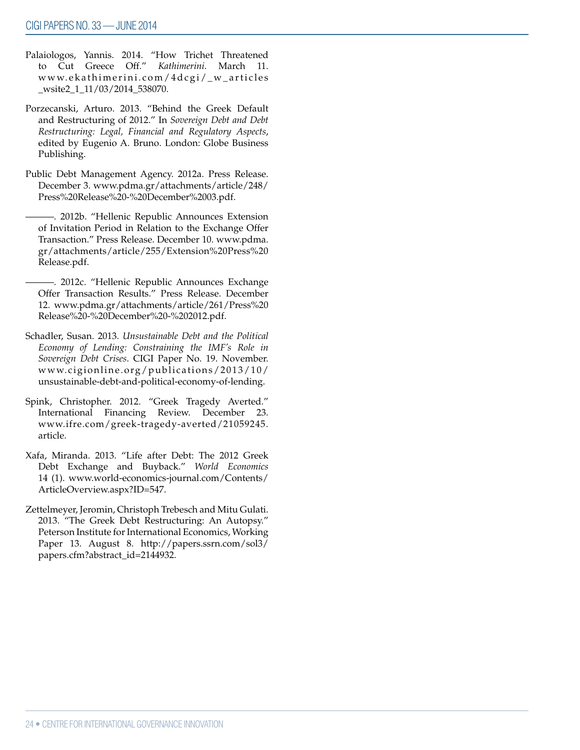Palaiologos, Yannis. 2014. "How Trichet Threatened to Cut Greece Off." *Kathimerini*. March 11. www.ekathimerini.com/4dcgi/_w_articles_wsite2_1_11/03/2014_538070.

Porzecanski, Arturo. 2013. "Behind the Greek Default and Restructuring of 2012." In *Sovereign Debt and Debt Restructuring: Legal, Financial and Regulatory Aspects*, edited by Eugenio A. Bruno. London: Globe Business Publishing.

Public Debt Management Agency. 2012a. Press Release. December 3. www.pdma.gr/attachments/article/248/Press%20Release%20-%20December%2003.pdf.

———. 2012b. "Hellenic Republic Announces Extension of Invitation Period in Relation to the Exchange Offer Transaction." Press Release. December 10. www.pdma.gr/attachments/article/255/Extension%20Press%20Release.pdf.

———. 2012c. "Hellenic Republic Announces Exchange Offer Transaction Results." Press Release. December 12. www.pdma.gr/attachments/article/261/Press%20Release%20-%20December%20-%202012.pdf.

Schadler, Susan. 2013. *Unsustainable Debt and the Political Economy of Lending: Constraining the IMF's Role in Sovereign Debt Crises*. CIGI Paper No. 19. November. www.cigionline.org/publications/2013/10/unsustainable-debt-and-political-economy-of-lending.

Spink, Christopher. 2012. "Greek Tragedy Averted." International Financing Review. December 23. www.ifre.com/greek-tragedy-averted/21059245.article.

Xafa, Miranda. 2013. "Life after Debt: The 2012 Greek Debt Exchange and Buyback." *World Economics* 14 (1). www.world-economics-journal.com/Contents/ArticleOverview.aspx?ID=547.

Zettelmeyer, Jeromin, Christoph Trebesch and Mitu Gulati. 2013. "The Greek Debt Restructuring: An Autopsy." Peterson Institute for International Economics, Working Paper 13. August 8. http://papers.ssrn.com/sol3/papers.cfm?abstract_id=2144932.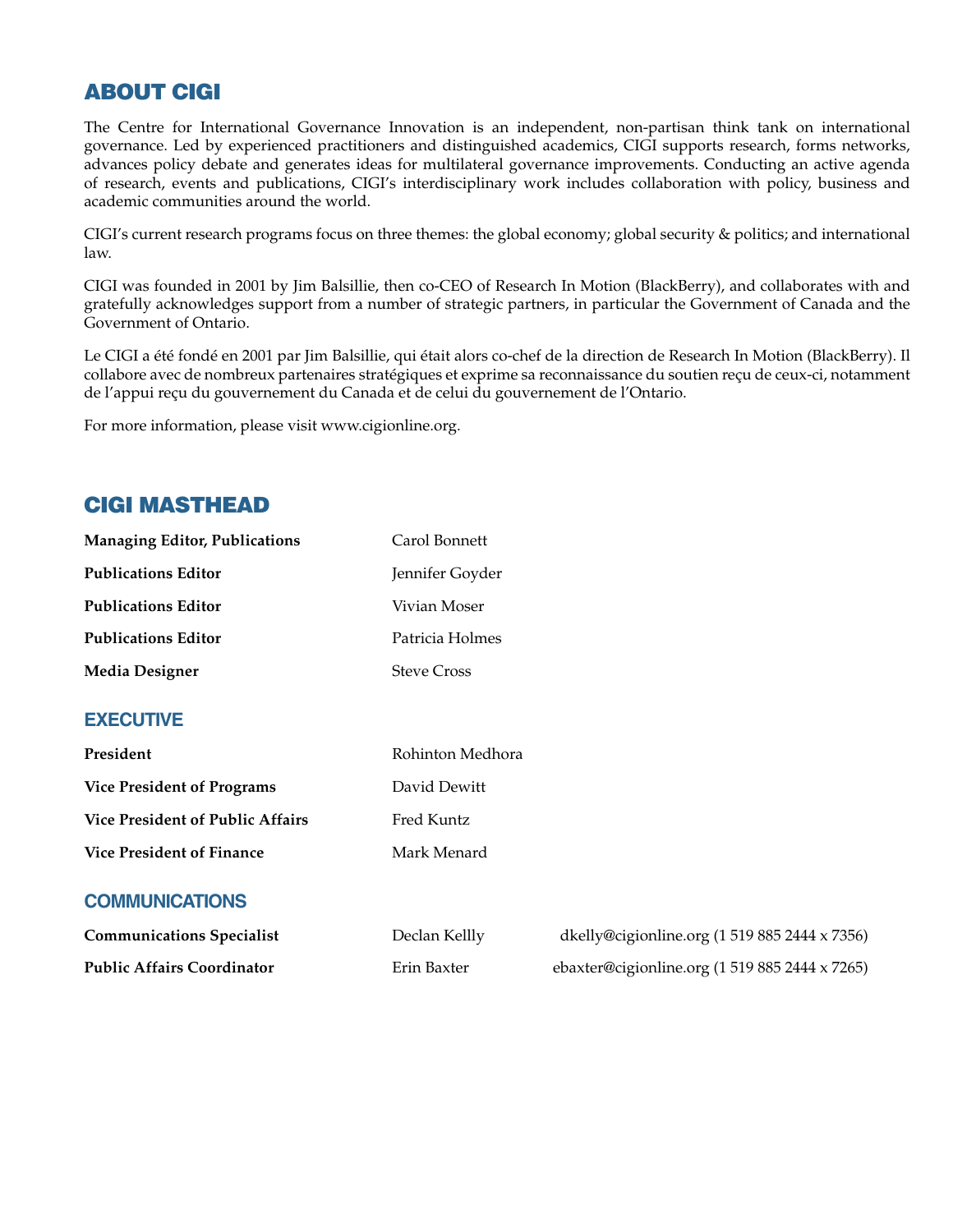## ABOUT CIGI

The Centre for International Governance Innovation is an independent, non-partisan think tank on international governance. Led by experienced practitioners and distinguished academics, CIGI supports research, forms networks, advances policy debate and generates ideas for multilateral governance improvements. Conducting an active agenda of research, events and publications, CIGI's interdisciplinary work includes collaboration with policy, business and academic communities around the world.

CIGI's current research programs focus on three themes: the global economy; global security & politics; and international law.

CIGI was founded in 2001 by Jim Balsillie, then co-CEO of Research In Motion (BlackBerry), and collaborates with and gratefully acknowledges support from a number of strategic partners, in particular the Government of Canada and the Government of Ontario.

Le CIGI a été fondé en 2001 par Jim Balsillie, qui était alors co-chef de la direction de Research In Motion (BlackBerry). Il collabore avec de nombreux partenaires stratégiques et exprime sa reconnaissance du soutien reçu de ceux-ci, notamment de l'appui reçu du gouvernement du Canada et de celui du gouvernement de l'Ontario.

For more information, please visit www.cigionline.org.

## CIGI MASTHEAD

| | |
|---|---|
| **Managing Editor, Publications** | Carol Bonnett |
| **Publications Editor** | Jennifer Goyder |
| **Publications Editor** | Vivian Moser |
| **Publications Editor** | Patricia Holmes |
| **Media Designer** | Steve Cross |

### EXECUTIVE

| | |
|---|---|
| **President** | Rohinton Medhora |
| **Vice President of Programs** | David Dewitt |
| **Vice President of Public Affairs** | Fred Kuntz |
| **Vice President of Finance** | Mark Menard |

### COMMUNICATIONS

| | | |
|---|---|---|
| **Communications Specialist** | Declan Kellly | dkelly@cigionline.org (1 519 885 2444 x 7356) |
| **Public Affairs Coordinator** | Erin Baxter | ebaxter@cigionline.org (1 519 885 2444 x 7265) |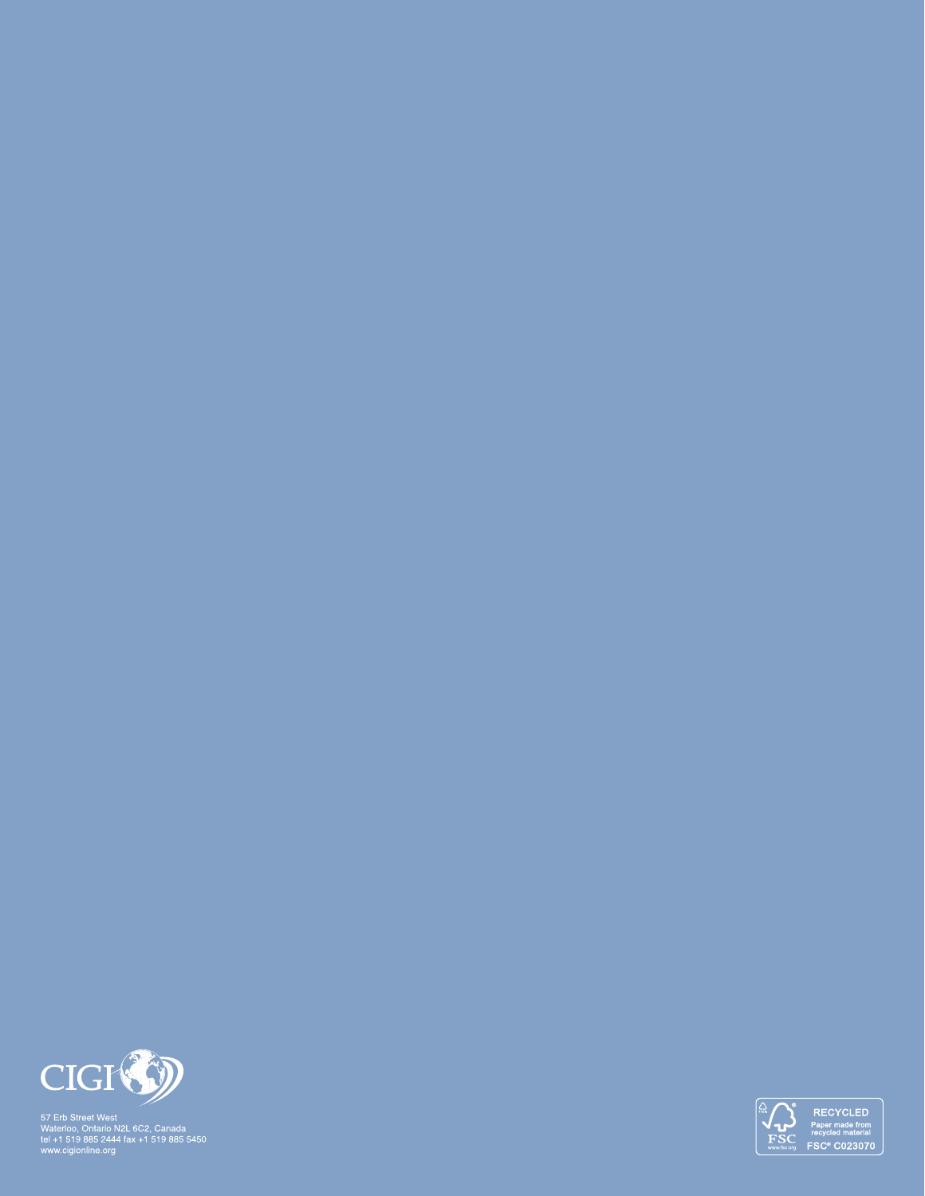CIGI

57 Erb Street West
Waterloo, Ontario N2L 6C2, Canada
tel +1 519 885 2444 fax +1 519 885 5450
www.cigionline.org

RECYCLED
Paper made from recycled material
FSC® C023070